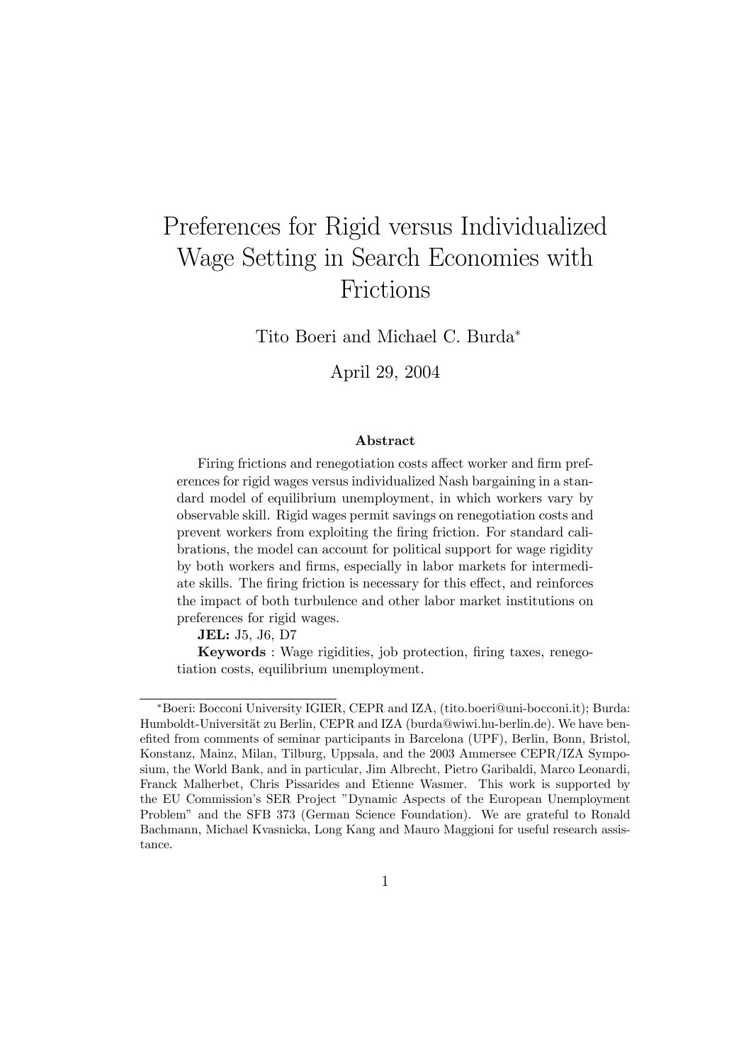# Preferences for Rigid versus Individualized Wage Setting in Search Economies with Frictions

Tito Boeri and Michael C. Burda*

April 29, 2004

### Abstract

Firing frictions and renegotiation costs affect worker and firm preferences for rigid wages versus individualized Nash bargaining in a standard model of equilibrium unemployment, in which workers vary by observable skill. Rigid wages permit savings on renegotiation costs and prevent workers from exploiting the firing friction. For standard calibrations, the model can account for political support for wage rigidity by both workers and firms, especially in labor markets for intermediate skills. The firing friction is necessary for this effect, and reinforces the impact of both turbulence and other labor market institutions on preferences for rigid wages.

**JEL:** J5, J6, D7

**Keywords** : Wage rigidities, job protection, firing taxes, renegotiation costs, equilibrium unemployment.

---

*Boeri: Bocconi University IGIER, CEPR and IZA, (tito.boeri@uni-bocconi.it); Burda: Humboldt-Universität zu Berlin, CEPR and IZA (burda@wiwi.hu-berlin.de). We have benefited from comments of seminar participants in Barcelona (UPF), Berlin, Bonn, Bristol, Konstanz, Mainz, Milan, Tilburg, Uppsala, and the 2003 Ammersee CEPR/IZA Symposium, the World Bank, and in particular, Jim Albrecht, Pietro Garibaldi, Marco Leonardi, Franck Malherbet, Chris Pissarides and Etienne Wasmer. This work is supported by the EU Commission's SER Project "Dynamic Aspects of the European Unemployment Problem" and the SFB 373 (German Science Foundation). We are grateful to Ronald Bachmann, Michael Kvasnicka, Long Kang and Mauro Maggioni for useful research assistance.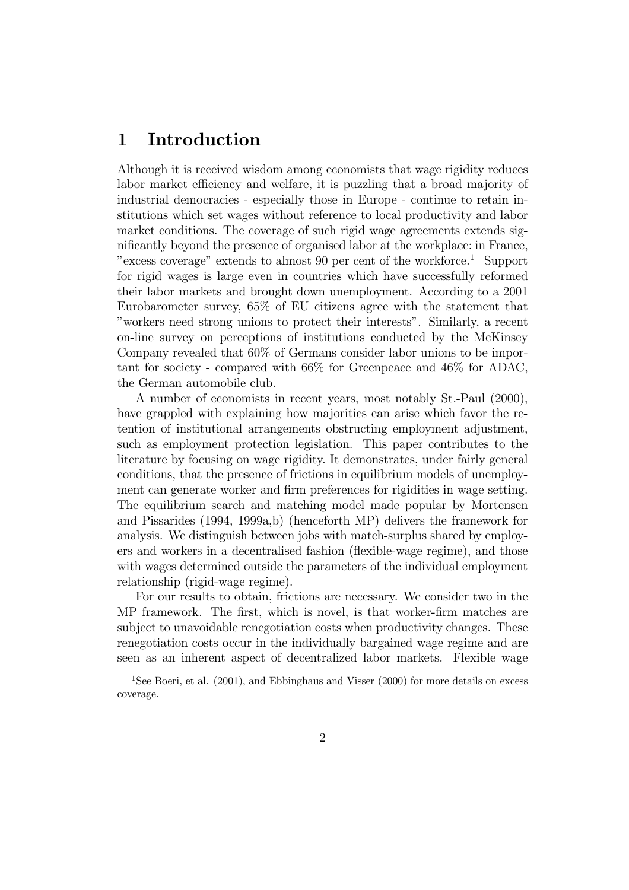# 1 Introduction

Although it is received wisdom among economists that wage rigidity reduces labor market efficiency and welfare, it is puzzling that a broad majority of industrial democracies - especially those in Europe - continue to retain institutions which set wages without reference to local productivity and labor market conditions. The coverage of such rigid wage agreements extends significantly beyond the presence of organised labor at the workplace: in France, "excess coverage" extends to almost 90 per cent of the workforce.[1] Support for rigid wages is large even in countries which have successfully reformed their labor markets and brought down unemployment. According to a 2001 Eurobarometer survey, 65% of EU citizens agree with the statement that "workers need strong unions to protect their interests". Similarly, a recent on-line survey on perceptions of institutions conducted by the McKinsey Company revealed that 60% of Germans consider labor unions to be important for society - compared with 66% for Greenpeace and 46% for ADAC, the German automobile club.

A number of economists in recent years, most notably St.-Paul (2000), have grappled with explaining how majorities can arise which favor the retention of institutional arrangements obstructing employment adjustment, such as employment protection legislation. This paper contributes to the literature by focusing on wage rigidity. It demonstrates, under fairly general conditions, that the presence of frictions in equilibrium models of unemployment can generate worker and firm preferences for rigidities in wage setting. The equilibrium search and matching model made popular by Mortensen and Pissarides (1994, 1999a,b) (henceforth MP) delivers the framework for analysis. We distinguish between jobs with match-surplus shared by employers and workers in a decentralised fashion (flexible-wage regime), and those with wages determined outside the parameters of the individual employment relationship (rigid-wage regime).

For our results to obtain, frictions are necessary. We consider two in the MP framework. The first, which is novel, is that worker-firm matches are subject to unavoidable renegotiation costs when productivity changes. These renegotiation costs occur in the individually bargained wage regime and are seen as an inherent aspect of decentralized labor markets. Flexible wage

[1] See Boeri, et al. (2001), and Ebbinghaus and Visser (2000) for more details on excess coverage.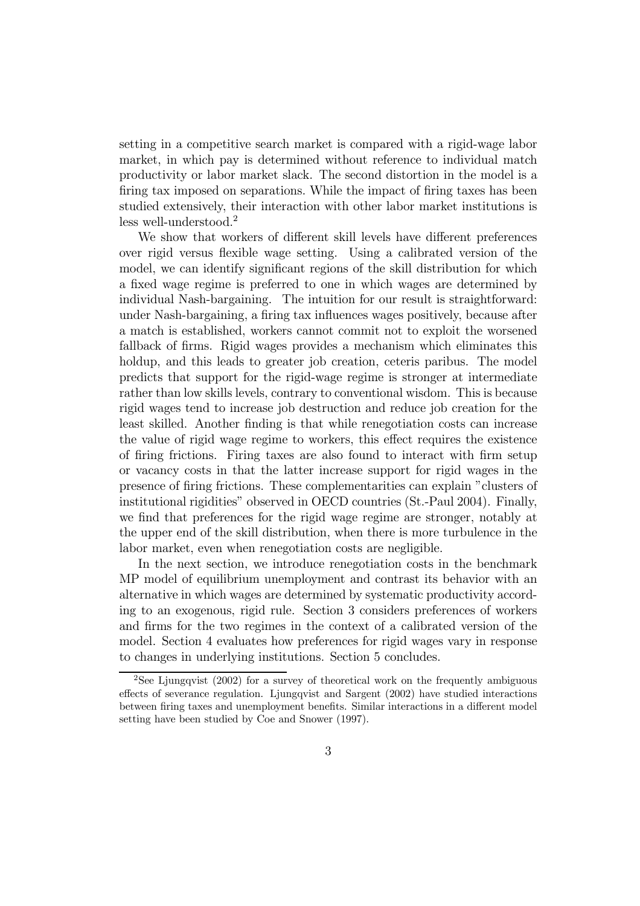setting in a competitive search market is compared with a rigid-wage labor market, in which pay is determined without reference to individual match productivity or labor market slack. The second distortion in the model is a firing tax imposed on separations. While the impact of firing taxes has been studied extensively, their interaction with other labor market institutions is less well-understood.[2]

We show that workers of different skill levels have different preferences over rigid versus flexible wage setting. Using a calibrated version of the model, we can identify significant regions of the skill distribution for which a fixed wage regime is preferred to one in which wages are determined by individual Nash-bargaining. The intuition for our result is straightforward: under Nash-bargaining, a firing tax influences wages positively, because after a match is established, workers cannot commit not to exploit the worsened fallback of firms. Rigid wages provides a mechanism which eliminates this holdup, and this leads to greater job creation, ceteris paribus. The model predicts that support for the rigid-wage regime is stronger at intermediate rather than low skills levels, contrary to conventional wisdom. This is because rigid wages tend to increase job destruction and reduce job creation for the least skilled. Another finding is that while renegotiation costs can increase the value of rigid wage regime to workers, this effect requires the existence of firing frictions. Firing taxes are also found to interact with firm setup or vacancy costs in that the latter increase support for rigid wages in the presence of firing frictions. These complementarities can explain "clusters of institutional rigidities" observed in OECD countries (St.-Paul 2004). Finally, we find that preferences for the rigid wage regime are stronger, notably at the upper end of the skill distribution, when there is more turbulence in the labor market, even when renegotiation costs are negligible.

In the next section, we introduce renegotiation costs in the benchmark MP model of equilibrium unemployment and contrast its behavior with an alternative in which wages are determined by systematic productivity according to an exogenous, rigid rule. Section 3 considers preferences of workers and firms for the two regimes in the context of a calibrated version of the model. Section 4 evaluates how preferences for rigid wages vary in response to changes in underlying institutions. Section 5 concludes.

[2] See Ljungqvist (2002) for a survey of theoretical work on the frequently ambiguous effects of severance regulation. Ljungqvist and Sargent (2002) have studied interactions between firing taxes and unemployment benefits. Similar interactions in a different model setting have been studied by Coe and Snower (1997).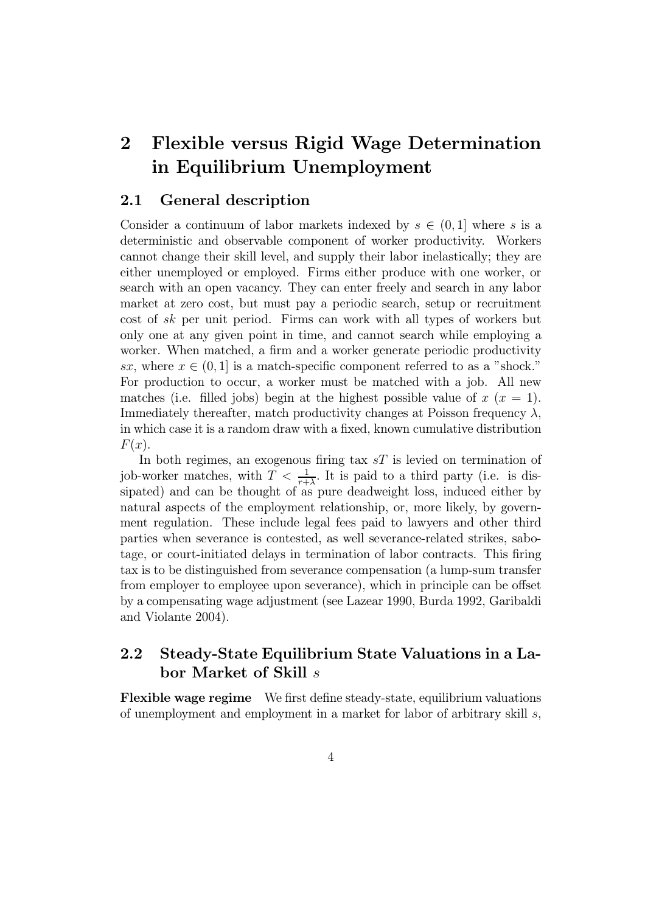# 2 Flexible versus Rigid Wage Determination in Equilibrium Unemployment

## 2.1 General description

Consider a continuum of labor markets indexed by $s \in (0, 1]$ where $s$ is a deterministic and observable component of worker productivity. Workers cannot change their skill level, and supply their labor inelastically; they are either unemployed or employed. Firms either produce with one worker, or search with an open vacancy. They can enter freely and search in any labor market at zero cost, but must pay a periodic search, setup or recruitment cost of $sk$ per unit period. Firms can work with all types of workers but only one at any given point in time, and cannot search while employing a worker. When matched, a firm and a worker generate periodic productivity $sx$, where $x \in (0, 1]$ is a match-specific component referred to as a "shock." For production to occur, a worker must be matched with a job. All new matches (i.e. filled jobs) begin at the highest possible value of $x$ ($x = 1$). Immediately thereafter, match productivity changes at Poisson frequency $\lambda$, in which case it is a random draw with a fixed, known cumulative distribution $F(x)$.

In both regimes, an exogenous firing tax $sT$ is levied on termination of job-worker matches, with $T < \frac{1}{r+\lambda}$. It is paid to a third party (i.e. is dissipated) and can be thought of as pure deadweight loss, induced either by natural aspects of the employment relationship, or, more likely, by government regulation. These include legal fees paid to lawyers and other third parties when severance is contested, as well severance-related strikes, sabotage, or court-initiated delays in termination of labor contracts. This firing tax is to be distinguished from severance compensation (a lump-sum transfer from employer to employee upon severance), which in principle can be offset by a compensating wage adjustment (see Lazear 1990, Burda 1992, Garibaldi and Violante 2004).

## 2.2 Steady-State Equilibrium State Valuations in a Labor Market of Skill $s$

**Flexible wage regime** We first define steady-state, equilibrium valuations of unemployment and employment in a market for labor of arbitrary skill $s$,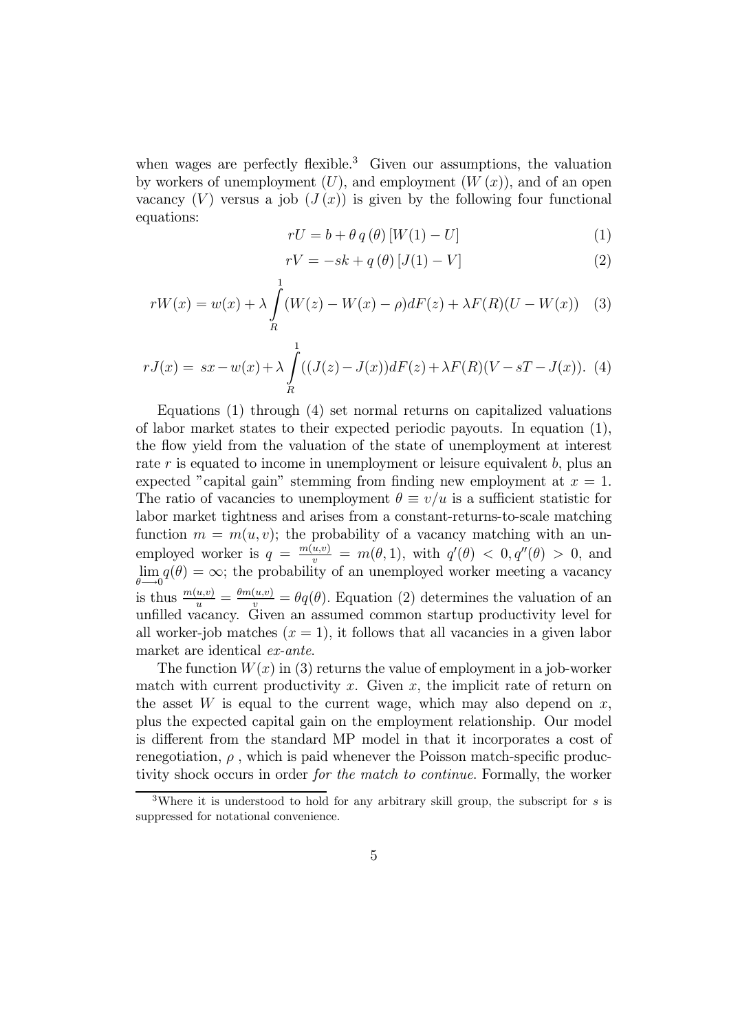when wages are perfectly flexible.[3] Given our assumptions, the valuation by workers of unemployment ($U$), and employment ($W(x)$), and of an open vacancy ($V$) versus a job ($J(x)$) is given by the following four functional equations:

$$rU = b + \theta\, q(\theta)\, [W(1) - U] \tag{1}$$

$$rV = -sk + q(\theta)\, [J(1) - V] \tag{2}$$

$$rW(x) = w(x) + \lambda \int_{R}^{1} (W(z) - W(x) - \rho) dF(z) + \lambda F(R)(U - W(x)) \tag{3}$$

$$rJ(x) = sx - w(x) + \lambda \int_{R}^{1} ((J(z) - J(x)) dF(z) + \lambda F(R)(V - sT - J(x)). \tag{4}$$

Equations (1) through (4) set normal returns on capitalized valuations of labor market states to their expected periodic payouts. In equation (1), the flow yield from the valuation of the state of unemployment at interest rate $r$ is equated to income in unemployment or leisure equivalent $b$, plus an expected "capital gain" stemming from finding new employment at $x = 1$. The ratio of vacancies to unemployment $\theta \equiv v/u$ is a sufficient statistic for labor market tightness and arises from a constant-returns-to-scale matching function $m = m(u, v)$; the probability of a vacancy matching with an unemployed worker is $q = \frac{m(u,v)}{v} = m(\theta, 1)$, with $q'(\theta) < 0, q''(\theta) > 0$, and $\lim_{\theta \longrightarrow 0} q(\theta) = \infty$; the probability of an unemployed worker meeting a vacancy is thus $\frac{m(u,v)}{u} = \frac{\theta m(u,v)}{v} = \theta q(\theta)$. Equation (2) determines the valuation of an unfilled vacancy. Given an assumed common startup productivity level for all worker-job matches ($x = 1$), it follows that all vacancies in a given labor market are identical *ex-ante*.

The function $W(x)$ in (3) returns the value of employment in a job-worker match with current productivity $x$. Given $x$, the implicit rate of return on the asset $W$ is equal to the current wage, which may also depend on $x$, plus the expected capital gain on the employment relationship. Our model is different from the standard MP model in that it incorporates a cost of renegotiation, $\rho$ , which is paid whenever the Poisson match-specific productivity shock occurs in order *for the match to continue*. Formally, the worker

[3] Where it is understood to hold for any arbitrary skill group, the subscript for $s$ is suppressed for notational convenience.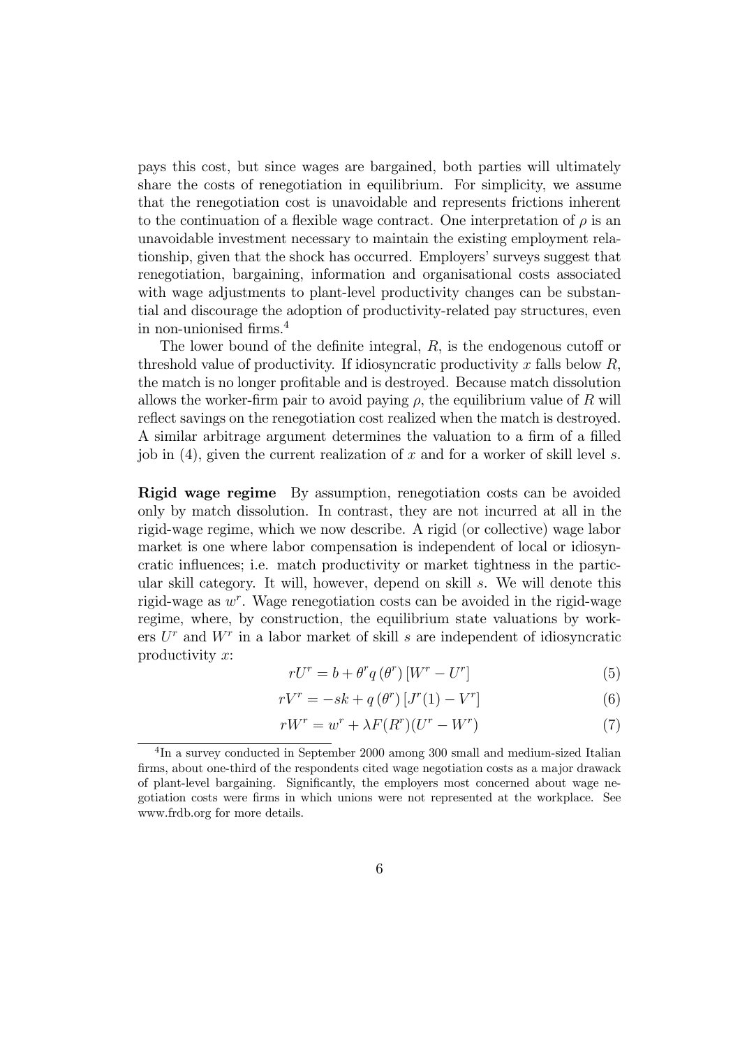pays this cost, but since wages are bargained, both parties will ultimately share the costs of renegotiation in equilibrium. For simplicity, we assume that the renegotiation cost is unavoidable and represents frictions inherent to the continuation of a flexible wage contract. One interpretation of $\rho$ is an unavoidable investment necessary to maintain the existing employment relationship, given that the shock has occurred. Employers' surveys suggest that renegotiation, bargaining, information and organisational costs associated with wage adjustments to plant-level productivity changes can be substantial and discourage the adoption of productivity-related pay structures, even in non-unionised firms.[4]

The lower bound of the definite integral, $R$, is the endogenous cutoff or threshold value of productivity. If idiosyncratic productivity $x$ falls below $R$, the match is no longer profitable and is destroyed. Because match dissolution allows the worker-firm pair to avoid paying $\rho$, the equilibrium value of $R$ will reflect savings on the renegotiation cost realized when the match is destroyed. A similar arbitrage argument determines the valuation to a firm of a filled job in (4), given the current realization of $x$ and for a worker of skill level $s$.

**Rigid wage regime** By assumption, renegotiation costs can be avoided only by match dissolution. In contrast, they are not incurred at all in the rigid-wage regime, which we now describe. A rigid (or collective) wage labor market is one where labor compensation is independent of local or idiosyncratic influences; i.e. match productivity or market tightness in the particular skill category. It will, however, depend on skill $s$. We will denote this rigid-wage as $w^r$. Wage renegotiation costs can be avoided in the rigid-wage regime, where, by construction, the equilibrium state valuations by workers $U^r$ and $W^r$ in a labor market of skill $s$ are independent of idiosyncratic productivity $x$:

$$rU^r = b + \theta^r q(\theta^r)[W^r - U^r] \tag{5}$$

$$rV^r = -sk + q(\theta^r)[J^r(1) - V^r] \tag{6}$$

$$rW^r = w^r + \lambda F(R^r)(U^r - W^r) \tag{7}$$

[4] In a survey conducted in September 2000 among 300 small and medium-sized Italian firms, about one-third of the respondents cited wage negotiation costs as a major drawack of plant-level bargaining. Significantly, the employers most concerned about wage negotiation costs were firms in which unions were not represented at the workplace. See www.frdb.org for more details.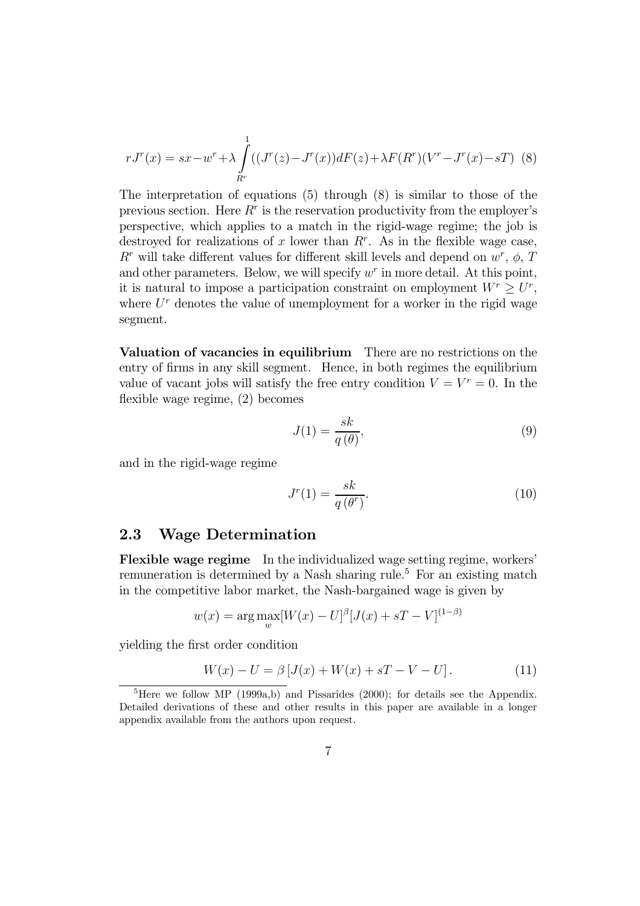$$rJ^r(x) = sx - w^r + \lambda \int_{R^r}^{1} ((J^r(z) - J^r(x))dF(z) + \lambda F(R^r)(V^r - J^r(x) - sT) \quad (8)$$

The interpretation of equations (5) through (8) is similar to those of the previous section. Here $R^r$ is the reservation productivity from the employer's perspective, which applies to a match in the rigid-wage regime; the job is destroyed for realizations of $x$ lower than $R^r$. As in the flexible wage case, $R^r$ will take different values for different skill levels and depend on $w^r$, $\phi$, $T$ and other parameters. Below, we will specify $w^r$ in more detail. At this point, it is natural to impose a participation constraint on employment $W^r \geq U^r$, where $U^r$ denotes the value of unemployment for a worker in the rigid wage segment.

**Valuation of vacancies in equilibrium** There are no restrictions on the entry of firms in any skill segment. Hence, in both regimes the equilibrium value of vacant jobs will satisfy the free entry condition $V = V^r = 0$. In the flexible wage regime, (2) becomes

$$J(1) = \frac{sk}{q(\theta)}, \quad (9)$$

and in the rigid-wage regime

$$J^r(1) = \frac{sk}{q(\theta^r)}. \quad (10)$$

## 2.3 Wage Determination

**Flexible wage regime** In the individualized wage setting regime, workers' remuneration is determined by a Nash sharing rule.[5] For an existing match in the competitive labor market, the Nash-bargained wage is given by

$$w(x) = \arg\max_w [W(x) - U]^{\beta}[J(x) + sT - V]^{(1-\beta)}$$

yielding the first order condition

$$W(x) - U = \beta \left[ J(x) + W(x) + sT - V - U \right]. \quad (11)$$

[5] Here we follow MP (1999a,b) and Pissarides (2000); for details see the Appendix. Detailed derivations of these and other results in this paper are available in a longer appendix available from the authors upon request.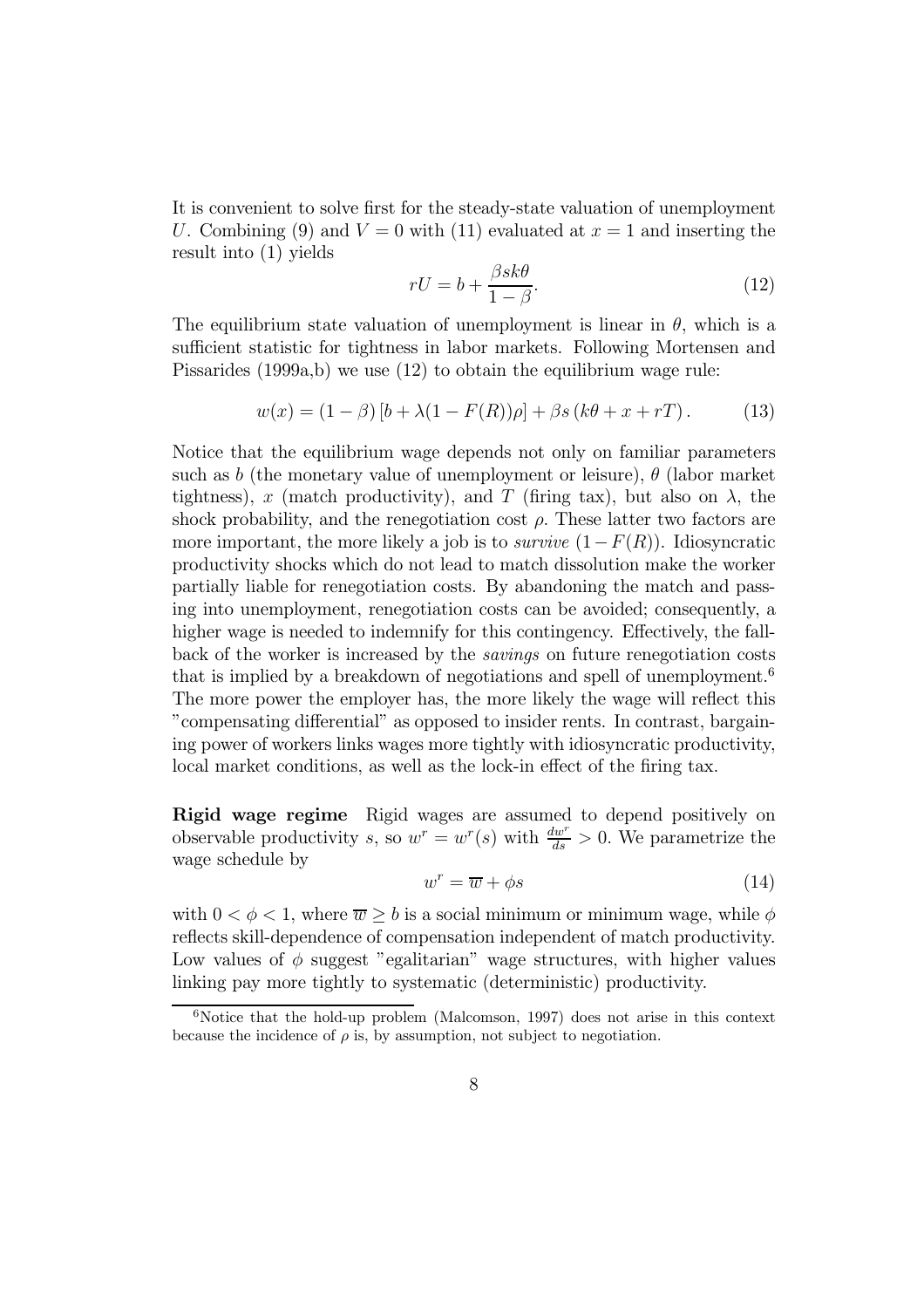It is convenient to solve first for the steady-state valuation of unemployment $U$. Combining (9) and $V = 0$ with (11) evaluated at $x = 1$ and inserting the result into (1) yields

$$rU = b + \frac{\beta s k \theta}{1 - \beta}. \tag{12}$$

The equilibrium state valuation of unemployment is linear in $\theta$, which is a sufficient statistic for tightness in labor markets. Following Mortensen and Pissarides (1999a,b) we use (12) to obtain the equilibrium wage rule:

$$w(x) = (1 - \beta)\left[b + \lambda(1 - F(R))\rho\right] + \beta s\left(k\theta + x + rT\right). \tag{13}$$

Notice that the equilibrium wage depends not only on familiar parameters such as $b$ (the monetary value of unemployment or leisure), $\theta$ (labor market tightness), $x$ (match productivity), and $T$ (firing tax), but also on $\lambda$, the shock probability, and the renegotiation cost $\rho$. These latter two factors are more important, the more likely a job is to *survive* $(1 - F(R))$. Idiosyncratic productivity shocks which do not lead to match dissolution make the worker partially liable for renegotiation costs. By abandoning the match and passing into unemployment, renegotiation costs can be avoided; consequently, a higher wage is needed to indemnify for this contingency. Effectively, the fallback of the worker is increased by the *savings* on future renegotiation costs that is implied by a breakdown of negotiations and spell of unemployment.[6] The more power the employer has, the more likely the wage will reflect this "compensating differential" as opposed to insider rents. In contrast, bargaining power of workers links wages more tightly with idiosyncratic productivity, local market conditions, as well as the lock-in effect of the firing tax.

**Rigid wage regime** Rigid wages are assumed to depend positively on observable productivity $s$, so $w^r = w^r(s)$ with $\frac{dw^r}{ds} > 0$. We parametrize the wage schedule by

$$w^r = \overline{w} + \phi s \tag{14}$$

with $0 < \phi < 1$, where $\overline{w} \geq b$ is a social minimum or minimum wage, while $\phi$ reflects skill-dependence of compensation independent of match productivity. Low values of $\phi$ suggest "egalitarian" wage structures, with higher values linking pay more tightly to systematic (deterministic) productivity.

[6] Notice that the hold-up problem (Malcomson, 1997) does not arise in this context because the incidence of $\rho$ is, by assumption, not subject to negotiation.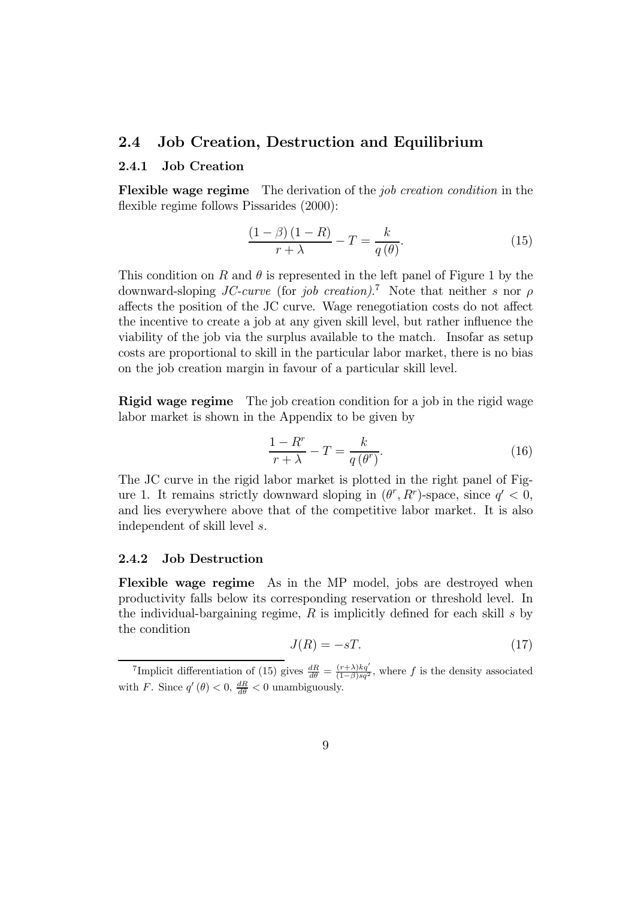## 2.4 Job Creation, Destruction and Equilibrium

### 2.4.1 Job Creation

**Flexible wage regime** The derivation of the *job creation condition* in the flexible regime follows Pissarides (2000):

$$\frac{(1-\beta)(1-R)}{r+\lambda} - T = \frac{k}{q(\theta)}. \tag{15}$$

This condition on $R$ and $\theta$ is represented in the left panel of Figure 1 by the downward-sloping *JC-curve* (for *job creation)*.[7] Note that neither $s$ nor $\rho$ affects the position of the JC curve. Wage renegotiation costs do not affect the incentive to create a job at any given skill level, but rather influence the viability of the job via the surplus available to the match. Insofar as setup costs are proportional to skill in the particular labor market, there is no bias on the job creation margin in favour of a particular skill level.

**Rigid wage regime** The job creation condition for a job in the rigid wage labor market is shown in the Appendix to be given by

$$\frac{1-R^r}{r+\lambda} - T = \frac{k}{q(\theta^r)}. \tag{16}$$

The JC curve in the rigid labor market is plotted in the right panel of Figure 1. It remains strictly downward sloping in $(\theta^r, R^r)$-space, since $q' < 0$, and lies everywhere above that of the competitive labor market. It is also independent of skill level $s$.

### 2.4.2 Job Destruction

**Flexible wage regime** As in the MP model, jobs are destroyed when productivity falls below its corresponding reservation or threshold level. In the individual-bargaining regime, $R$ is implicitly defined for each skill $s$ by the condition

$$J(R) = -sT. \tag{17}$$

---

[7] Implicit differentiation of (15) gives $\frac{dR}{d\theta} = \frac{(r+\lambda)kq'}{(1-\beta)sq^2}$, where $f$ is the density associated with $F$. Since $q'(\theta) < 0$, $\frac{dR}{d\theta} < 0$ unambiguously.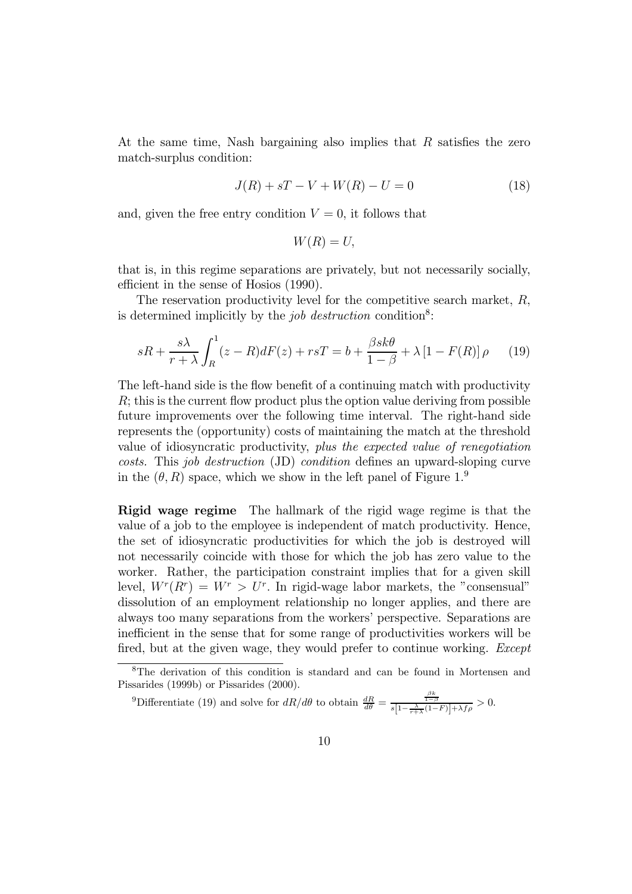At the same time, Nash bargaining also implies that $R$ satisfies the zero match-surplus condition:

$$J(R) + sT - V + W(R) - U = 0 \tag{18}$$

and, given the free entry condition $V = 0$, it follows that

$$W(R) = U,$$

that is, in this regime separations are privately, but not necessarily socially, efficient in the sense of Hosios (1990).

The reservation productivity level for the competitive search market, $R$, is determined implicitly by the *job destruction* condition[8]:

$$sR + \frac{s\lambda}{r+\lambda}\int_R^1 (z-R)dF(z) + rsT = b + \frac{\beta sk\theta}{1-\beta} + \lambda\left[1 - F(R)\right]\rho \tag{19}$$

The left-hand side is the flow benefit of a continuing match with productivity $R$; this is the current flow product plus the option value deriving from possible future improvements over the following time interval. The right-hand side represents the (opportunity) costs of maintaining the match at the threshold value of idiosyncratic productivity, *plus the expected value of renegotiation costs*. This *job destruction* (JD) *condition* defines an upward-sloping curve in the $(\theta, R)$ space, which we show in the left panel of Figure 1.[9]

**Rigid wage regime** The hallmark of the rigid wage regime is that the value of a job to the employee is independent of match productivity. Hence, the set of idiosyncratic productivities for which the job is destroyed will not necessarily coincide with those for which the job has zero value to the worker. Rather, the participation constraint implies that for a given skill level, $W^r(R^r) = W^r > U^r$. In rigid-wage labor markets, the "consensual" dissolution of an employment relationship no longer applies, and there are always too many separations from the workers' perspective. Separations are inefficient in the sense that for some range of productivities workers will be fired, but at the given wage, they would prefer to continue working. *Except*

---

[8] The derivation of this condition is standard and can be found in Mortensen and Pissarides (1999b) or Pissarides (2000).

[9] Differentiate (19) and solve for $dR/d\theta$ to obtain $\frac{dR}{d\theta} = \frac{\frac{\beta k}{1-\beta}}{s\left[1 - \frac{\lambda}{r+\lambda}(1-F)\right] + \lambda f \rho} > 0$.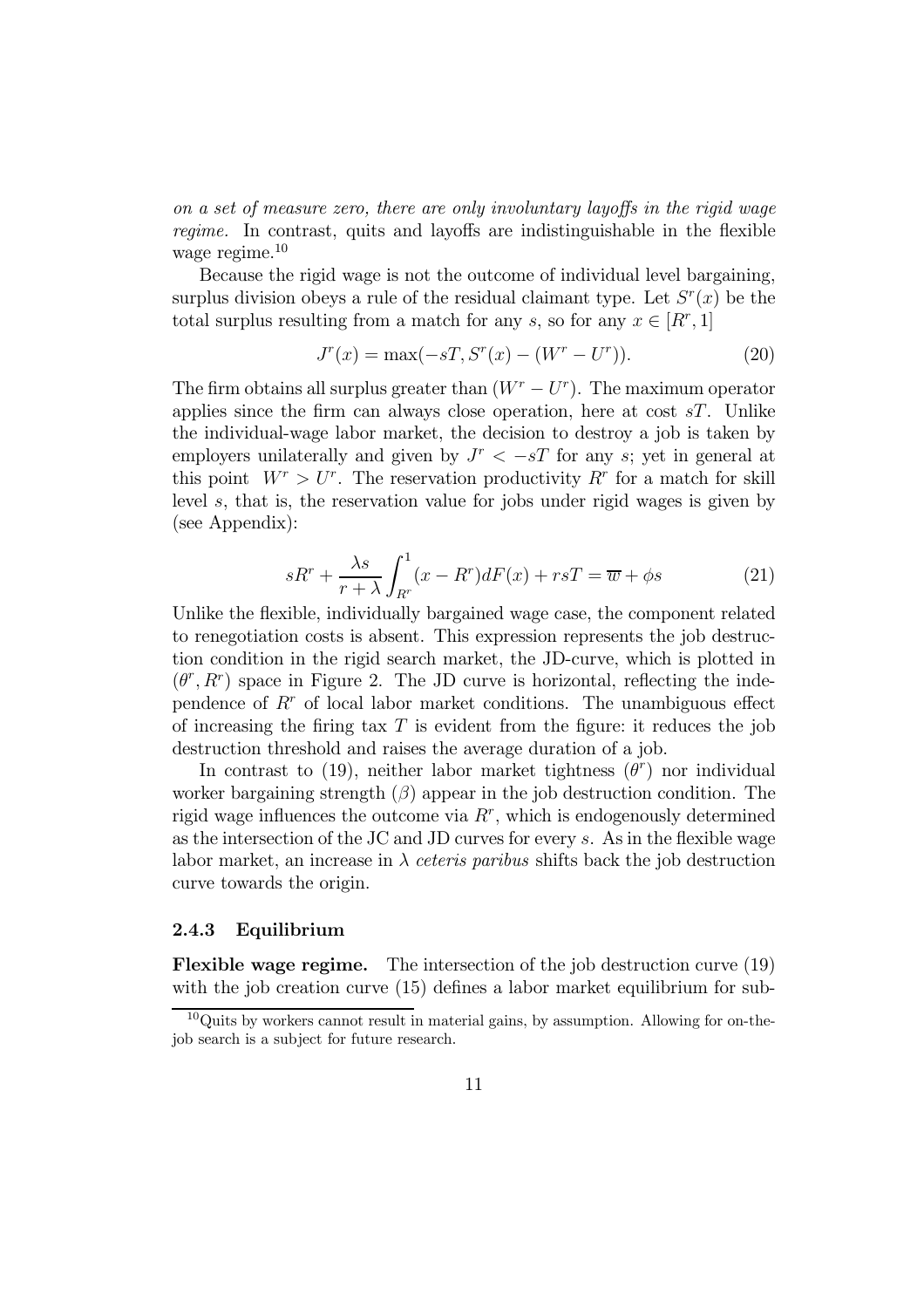*on a set of measure zero, there are only involuntary layoffs in the rigid wage regime.* In contrast, quits and layoffs are indistinguishable in the flexible wage regime.[10]

Because the rigid wage is not the outcome of individual level bargaining, surplus division obeys a rule of the residual claimant type. Let $S^r(x)$ be the total surplus resulting from a match for any $s$, so for any $x \in [R^r, 1]$

$$J^r(x) = \max(-sT, S^r(x) - (W^r - U^r)). \tag{20}$$

The firm obtains all surplus greater than $(W^r - U^r)$. The maximum operator applies since the firm can always close operation, here at cost $sT$. Unlike the individual-wage labor market, the decision to destroy a job is taken by employers unilaterally and given by $J^r < -sT$ for any $s$; yet in general at this point $W^r > U^r$. The reservation productivity $R^r$ for a match for skill level $s$, that is, the reservation value for jobs under rigid wages is given by (see Appendix):

$$sR^r + \frac{\lambda s}{r+\lambda}\int_{R^r}^{1}(x - R^r)dF(x) + rsT = \overline{w} + \phi s \tag{21}$$

Unlike the flexible, individually bargained wage case, the component related to renegotiation costs is absent. This expression represents the job destruction condition in the rigid search market, the JD-curve, which is plotted in $(\theta^r, R^r)$ space in Figure 2. The JD curve is horizontal, reflecting the independence of $R^r$ of local labor market conditions. The unambiguous effect of increasing the firing tax $T$ is evident from the figure: it reduces the job destruction threshold and raises the average duration of a job.

In contrast to (19), neither labor market tightness $(\theta^r)$ nor individual worker bargaining strength $(\beta)$ appear in the job destruction condition. The rigid wage influences the outcome via $R^r$, which is endogenously determined as the intersection of the JC and JD curves for every $s$. As in the flexible wage labor market, an increase in $\lambda$ *ceteris paribus* shifts back the job destruction curve towards the origin.

### 2.4.3 Equilibrium

**Flexible wage regime.** The intersection of the job destruction curve (19) with the job creation curve (15) defines a labor market equilibrium for sub-

[10] Quits by workers cannot result in material gains, by assumption. Allowing for on-the-job search is a subject for future research.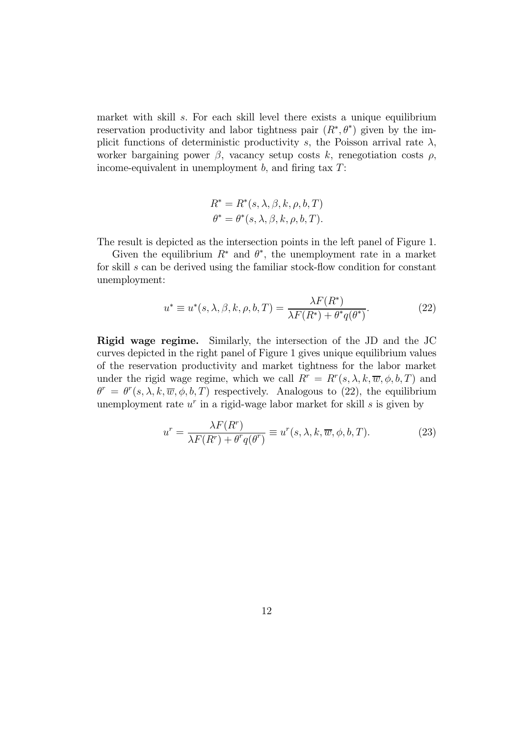market with skill $s$. For each skill level there exists a unique equilibrium reservation productivity and labor tightness pair $(R^*, \theta^*)$ given by the implicit functions of deterministic productivity $s$, the Poisson arrival rate $\lambda$, worker bargaining power $\beta$, vacancy setup costs $k$, renegotiation costs $\rho$, income-equivalent in unemployment $b$, and firing tax $T$:

$$
\begin{aligned}
R^* &= R^*(s, \lambda, \beta, k, \rho, b, T) \\
\theta^* &= \theta^*(s, \lambda, \beta, k, \rho, b, T).
\end{aligned}
$$

The result is depicted as the intersection points in the left panel of Figure 1.

Given the equilibrium $R^*$ and $\theta^*$, the unemployment rate in a market for skill $s$ can be derived using the familiar stock-flow condition for constant unemployment:

$$
u^* \equiv u^*(s, \lambda, \beta, k, \rho, b, T) = \frac{\lambda F(R^*)}{\lambda F(R^*) + \theta^* q(\theta^*)}. \tag{22}
$$

**Rigid wage regime.** Similarly, the intersection of the JD and the JC curves depicted in the right panel of Figure 1 gives unique equilibrium values of the reservation productivity and market tightness for the labor market under the rigid wage regime, which we call $R^r = R^r(s, \lambda, k, \overline{w}, \phi, b, T)$ and $\theta^r = \theta^r(s, \lambda, k, \overline{w}, \phi, b, T)$ respectively. Analogous to (22), the equilibrium unemployment rate $u^r$ in a rigid-wage labor market for skill $s$ is given by

$$
u^r = \frac{\lambda F(R^r)}{\lambda F(R^r) + \theta^r q(\theta^r)} \equiv u^r(s, \lambda, k, \overline{w}, \phi, b, T). \tag{23}
$$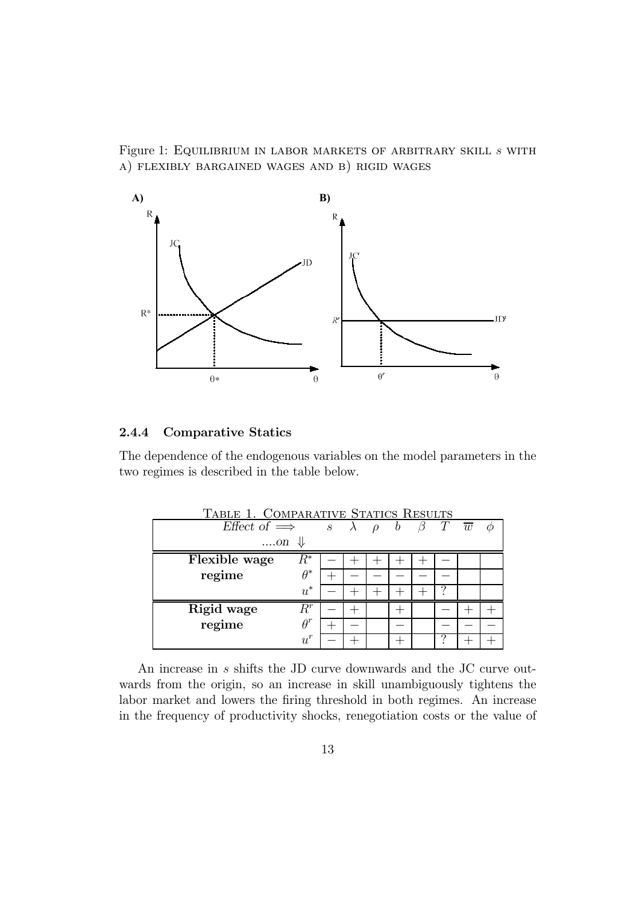Figure 1: Equilibrium in labor markets of arbitrary skill $s$ with a) flexibly bargained wages and b) rigid wages

### 2.4.4 Comparative Statics

The dependence of the endogenous variables on the model parameters in the two regimes is described in the table below.

Table 1. Comparative Statics Results

| *Effect of* $\Longrightarrow$ ....*on* $\Downarrow$ | | $s$ | $\lambda$ | $\rho$ | $b$ | $\beta$ | $T$ | $\overline{w}$ | $\phi$ |
|---|---|---|---|---|---|---|---|---|---|
| **Flexible wage regime** | $R^*$ | $-$ | $+$ | $+$ | $+$ | $+$ | $-$ | | |
| | $\theta^*$ | $+$ | $-$ | $-$ | $-$ | $-$ | $-$ | | |
| | $u^*$ | $-$ | $+$ | $+$ | $+$ | $+$ | ? | | |
| **Rigid wage regime** | $R^r$ | $-$ | $+$ | | $+$ | | $-$ | $+$ | $+$ |
| | $\theta^r$ | $+$ | $-$ | | $-$ | | $-$ | $-$ | $-$ |
| | $u^r$ | $-$ | $+$ | | $+$ | | ? | $+$ | $+$ |

An increase in $s$ shifts the JD curve downwards and the JC curve outwards from the origin, so an increase in skill unambiguously tightens the labor market and lowers the firing threshold in both regimes. An increase in the frequency of productivity shocks, renegotiation costs or the value of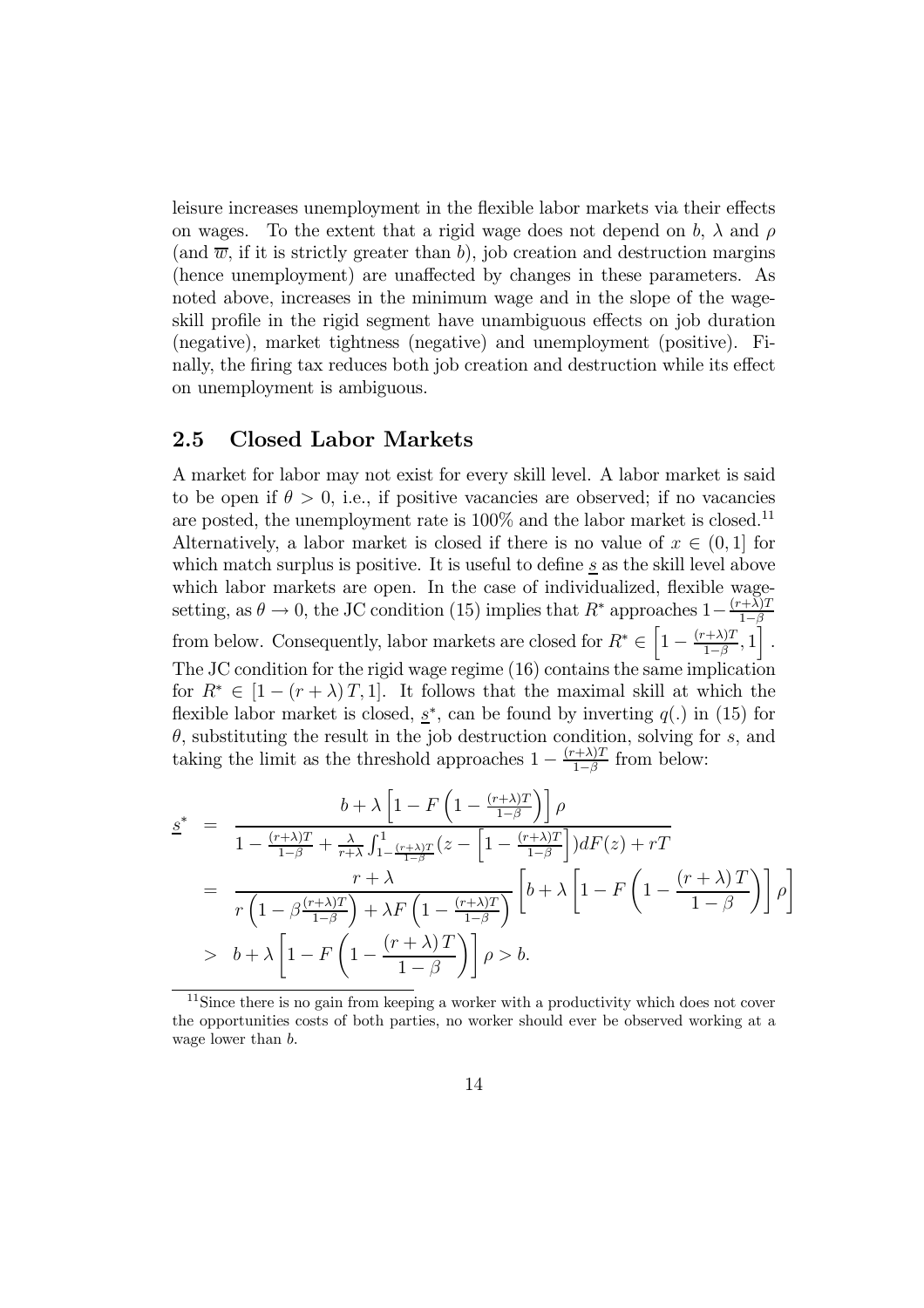leisure increases unemployment in the flexible labor markets via their effects on wages. To the extent that a rigid wage does not depend on $b$, $\lambda$ and $\rho$ (and $\overline{w}$, if it is strictly greater than $b$), job creation and destruction margins (hence unemployment) are unaffected by changes in these parameters. As noted above, increases in the minimum wage and in the slope of the wage-skill profile in the rigid segment have unambiguous effects on job duration (negative), market tightness (negative) and unemployment (positive). Finally, the firing tax reduces both job creation and destruction while its effect on unemployment is ambiguous.

## 2.5 Closed Labor Markets

A market for labor may not exist for every skill level. A labor market is said to be open if $\theta > 0$, i.e., if positive vacancies are observed; if no vacancies are posted, the unemployment rate is 100% and the labor market is closed.[11] Alternatively, a labor market is closed if there is no value of $x \in (0, 1]$ for which match surplus is positive. It is useful to define $\underline{s}$ as the skill level above which labor markets are open. In the case of individualized, flexible wage-setting, as $\theta \to 0$, the JC condition (15) implies that $R^*$ approaches $1 - \frac{(r+\lambda)T}{1-\beta}$ from below. Consequently, labor markets are closed for $R^* \in \left[1 - \frac{(r+\lambda)T}{1-\beta}, 1\right]$. The JC condition for the rigid wage regime (16) contains the same implication for $R^* \in [1 - (r + \lambda) T, 1]$. It follows that the maximal skill at which the flexible labor market is closed, $\underline{s}^*$, can be found by inverting $q(.)$ in (15) for $\theta$, substituting the result in the job destruction condition, solving for $s$, and taking the limit as the threshold approaches $1 - \frac{(r+\lambda)T}{1-\beta}$ from below:

$$
\begin{aligned}
\underline{s}^* &= \frac{b + \lambda \left[1 - F\left(1 - \frac{(r+\lambda)T}{1-\beta}\right)\right]\rho}{1 - \frac{(r+\lambda)T}{1-\beta} + \frac{\lambda}{r+\lambda}\int_{1-\frac{(r+\lambda)T}{1-\beta}}^{1}(z - \left[1 - \frac{(r+\lambda)T}{1-\beta}\right])dF(z) + rT} \\
&= \frac{r + \lambda}{r\left(1 - \beta\frac{(r+\lambda)T}{1-\beta}\right) + \lambda F\left(1 - \frac{(r+\lambda)T}{1-\beta}\right)}\left[b + \lambda\left[1 - F\left(1 - \frac{(r+\lambda)T}{1-\beta}\right)\right]\rho\right] \\
&> b + \lambda\left[1 - F\left(1 - \frac{(r+\lambda)T}{1-\beta}\right)\right]\rho > b.
\end{aligned}
$$

[11] Since there is no gain from keeping a worker with a productivity which does not cover the opportunities costs of both parties, no worker should ever be observed working at a wage lower than $b$.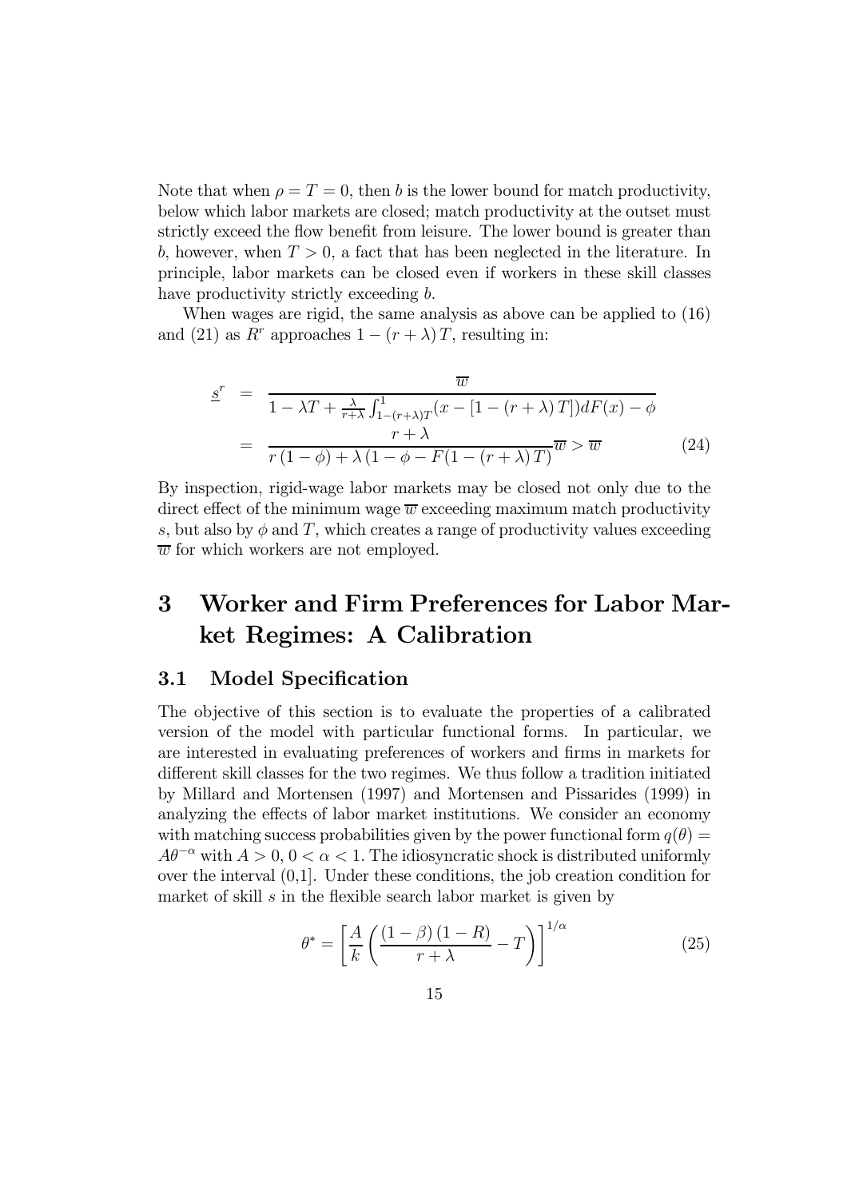Note that when $\rho = T = 0$, then $b$ is the lower bound for match productivity, below which labor markets are closed; match productivity at the outset must strictly exceed the flow benefit from leisure. The lower bound is greater than $b$, however, when $T > 0$, a fact that has been neglected in the literature. In principle, labor markets can be closed even if workers in these skill classes have productivity strictly exceeding $b$.

When wages are rigid, the same analysis as above can be applied to (16) and (21) as $R^r$ approaches $1 - (r + \lambda) T$, resulting in:

$$
\begin{aligned}
\underline{s}^r &= \frac{\overline{w}}{1 - \lambda T + \frac{\lambda}{r+\lambda} \int_{1-(r+\lambda)T}^{1} (x - [1 - (r+\lambda) T]) dF(x) - \phi} \\
&= \frac{r + \lambda}{r(1 - \phi) + \lambda (1 - \phi - F(1 - (r + \lambda) T)} \overline{w} > \overline{w} \qquad (24)
\end{aligned}
$$

By inspection, rigid-wage labor markets may be closed not only due to the direct effect of the minimum wage $\overline{w}$ exceeding maximum match productivity $s$, but also by $\phi$ and $T$, which creates a range of productivity values exceeding $\overline{w}$ for which workers are not employed.

# 3 Worker and Firm Preferences for Labor Market Regimes: A Calibration

## 3.1 Model Specification

The objective of this section is to evaluate the properties of a calibrated version of the model with particular functional forms. In particular, we are interested in evaluating preferences of workers and firms in markets for different skill classes for the two regimes. We thus follow a tradition initiated by Millard and Mortensen (1997) and Mortensen and Pissarides (1999) in analyzing the effects of labor market institutions. We consider an economy with matching success probabilities given by the power functional form $q(\theta) = A\theta^{-\alpha}$ with $A > 0$, $0 < \alpha < 1$. The idiosyncratic shock is distributed uniformly over the interval (0,1]. Under these conditions, the job creation condition for market of skill $s$ in the flexible search labor market is given by

$$
\theta^* = \left[ \frac{A}{k} \left( \frac{(1 - \beta)(1 - R)}{r + \lambda} - T \right) \right]^{1/\alpha} \qquad (25)
$$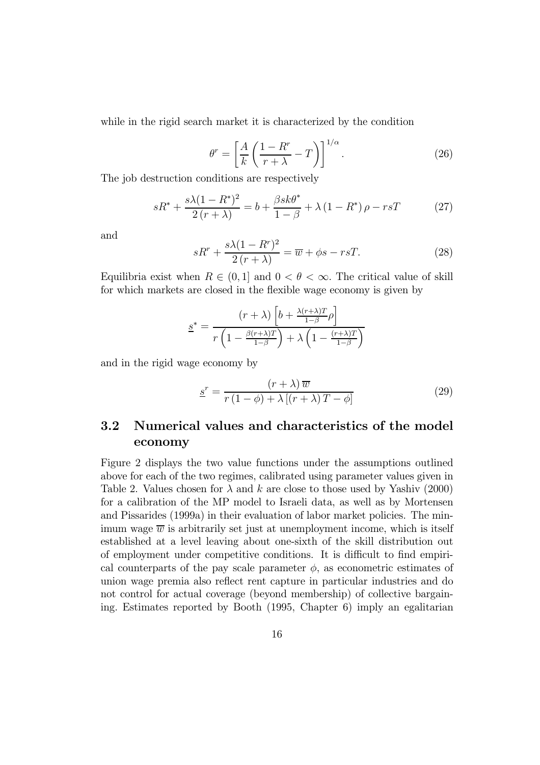while in the rigid search market it is characterized by the condition

$$\theta^r = \left[ \frac{A}{k} \left( \frac{1 - R^r}{r + \lambda} - T \right) \right]^{1/\alpha}. \tag{26}$$

The job destruction conditions are respectively

$$sR^* + \frac{s\lambda(1 - R^*)^2}{2(r + \lambda)} = b + \frac{\beta s k \theta^*}{1 - \beta} + \lambda (1 - R^*) \rho - rsT \tag{27}$$

and

$$sR^r + \frac{s\lambda(1 - R^r)^2}{2(r + \lambda)} = \overline{w} + \phi s - rsT. \tag{28}$$

Equilibria exist when $R \in (0, 1]$ and $0 < \theta < \infty$. The critical value of skill for which markets are closed in the flexible wage economy is given by

$$\underline{s}^* = \frac{(r + \lambda) \left[ b + \frac{\lambda (r+\lambda) T}{1-\beta} \rho \right]}{r \left( 1 - \frac{\beta (r+\lambda) T}{1-\beta} \right) + \lambda \left( 1 - \frac{(r+\lambda) T}{1-\beta} \right)}$$

and in the rigid wage economy by

$$\underline{s}^r = \frac{(r + \lambda) \overline{w}}{r(1 - \phi) + \lambda [(r + \lambda) T - \phi]} \tag{29}$$

## 3.2 Numerical values and characteristics of the model economy

Figure 2 displays the two value functions under the assumptions outlined above for each of the two regimes, calibrated using parameter values given in Table 2. Values chosen for $\lambda$ and $k$ are close to those used by Yashiv (2000) for a calibration of the MP model to Israeli data, as well as by Mortensen and Pissarides (1999a) in their evaluation of labor market policies. The minimum wage $\overline{w}$ is arbitrarily set just at unemployment income, which is itself established at a level leaving about one-sixth of the skill distribution out of employment under competitive conditions. It is difficult to find empirical counterparts of the pay scale parameter $\phi$, as econometric estimates of union wage premia also reflect rent capture in particular industries and do not control for actual coverage (beyond membership) of collective bargaining. Estimates reported by Booth (1995, Chapter 6) imply an egalitarian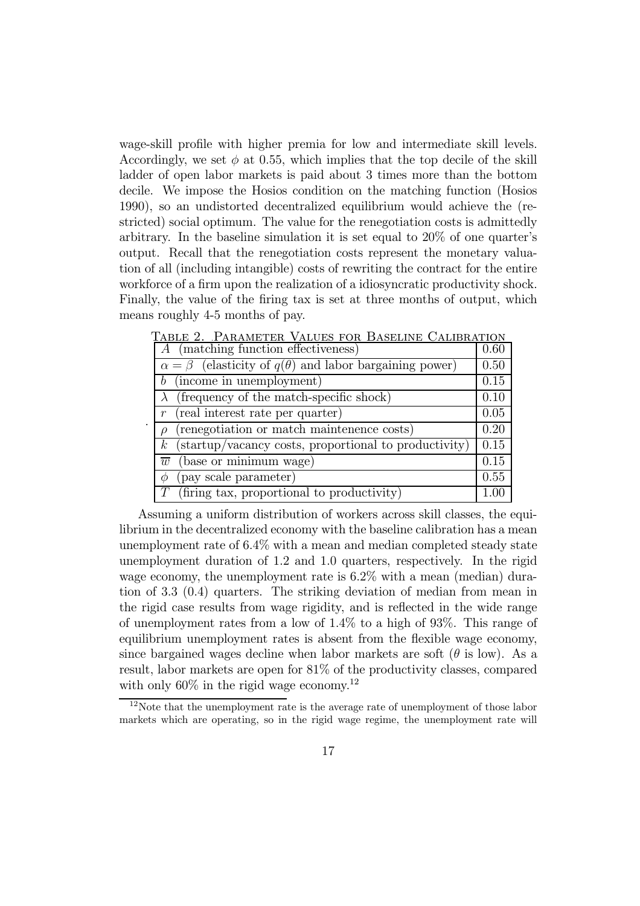wage-skill profile with higher premia for low and intermediate skill levels. Accordingly, we set $\phi$ at 0.55, which implies that the top decile of the skill ladder of open labor markets is paid about 3 times more than the bottom decile. We impose the Hosios condition on the matching function (Hosios 1990), so an undistorted decentralized equilibrium would achieve the (restricted) social optimum. The value for the renegotiation costs is admittedly arbitrary. In the baseline simulation it is set equal to 20% of one quarter's output. Recall that the renegotiation costs represent the monetary valuation of all (including intangible) costs of rewriting the contract for the entire workforce of a firm upon the realization of a idiosyncratic productivity shock. Finally, the value of the firing tax is set at three months of output, which means roughly 4-5 months of pay.

Table 2. Parameter Values for Baseline Calibration

| Parameter | Value |
|---|---|
| $A$ (matching function effectiveness) | 0.60 |
| $\alpha = \beta$ (elasticity of $q(\theta)$ and labor bargaining power) | 0.50 |
| $b$ (income in unemployment) | 0.15 |
| $\lambda$ (frequency of the match-specific shock) | 0.10 |
| $r$ (real interest rate per quarter) | 0.05 |
| $\rho$ (renegotiation or match maintenence costs) | 0.20 |
| $k$ (startup/vacancy costs, proportional to productivity) | 0.15 |
| $\overline{w}$ (base or minimum wage) | 0.15 |
| $\phi$ (pay scale parameter) | 0.55 |
| $T$ (firing tax, proportional to productivity) | 1.00 |

Assuming a uniform distribution of workers across skill classes, the equilibrium in the decentralized economy with the baseline calibration has a mean unemployment rate of 6.4% with a mean and median completed steady state unemployment duration of 1.2 and 1.0 quarters, respectively. In the rigid wage economy, the unemployment rate is 6.2% with a mean (median) duration of 3.3 (0.4) quarters. The striking deviation of median from mean in the rigid case results from wage rigidity, and is reflected in the wide range of unemployment rates from a low of 1.4% to a high of 93%. This range of equilibrium unemployment rates is absent from the flexible wage economy, since bargained wages decline when labor markets are soft ($\theta$ is low). As a result, labor markets are open for 81% of the productivity classes, compared with only 60% in the rigid wage economy.[12]

[12] Note that the unemployment rate is the average rate of unemployment of those labor markets which are operating, so in the rigid wage regime, the unemployment rate will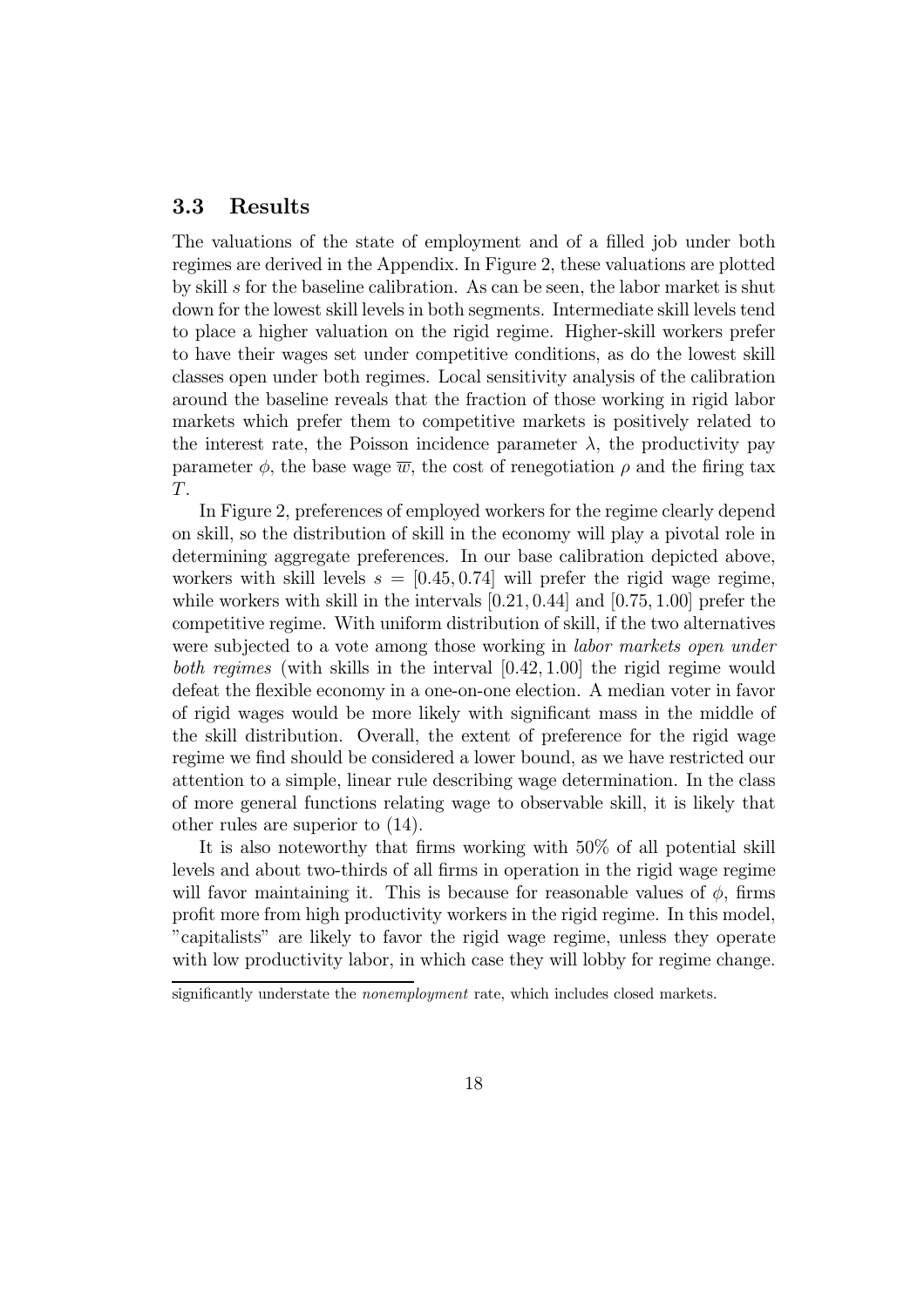### 3.3 Results

The valuations of the state of employment and of a filled job under both regimes are derived in the Appendix. In Figure 2, these valuations are plotted by skill $s$ for the baseline calibration. As can be seen, the labor market is shut down for the lowest skill levels in both segments. Intermediate skill levels tend to place a higher valuation on the rigid regime. Higher-skill workers prefer to have their wages set under competitive conditions, as do the lowest skill classes open under both regimes. Local sensitivity analysis of the calibration around the baseline reveals that the fraction of those working in rigid labor markets which prefer them to competitive markets is positively related to the interest rate, the Poisson incidence parameter $\lambda$, the productivity pay parameter $\phi$, the base wage $\overline{w}$, the cost of renegotiation $\rho$ and the firing tax $T$.

In Figure 2, preferences of employed workers for the regime clearly depend on skill, so the distribution of skill in the economy will play a pivotal role in determining aggregate preferences. In our base calibration depicted above, workers with skill levels $s = [0.45, 0.74]$ will prefer the rigid wage regime, while workers with skill in the intervals $[0.21, 0.44]$ and $[0.75, 1.00]$ prefer the competitive regime. With uniform distribution of skill, if the two alternatives were subjected to a vote among those working in *labor markets open under both regimes* (with skills in the interval $[0.42, 1.00]$ the rigid regime would defeat the flexible economy in a one-on-one election. A median voter in favor of rigid wages would be more likely with significant mass in the middle of the skill distribution. Overall, the extent of preference for the rigid wage regime we find should be considered a lower bound, as we have restricted our attention to a simple, linear rule describing wage determination. In the class of more general functions relating wage to observable skill, it is likely that other rules are superior to (14).

It is also noteworthy that firms working with 50% of all potential skill levels and about two-thirds of all firms in operation in the rigid wage regime will favor maintaining it. This is because for reasonable values of $\phi$, firms profit more from high productivity workers in the rigid regime. In this model, "capitalists" are likely to favor the rigid wage regime, unless they operate with low productivity labor, in which case they will lobby for regime change.

significantly understate the *nonemployment* rate, which includes closed markets.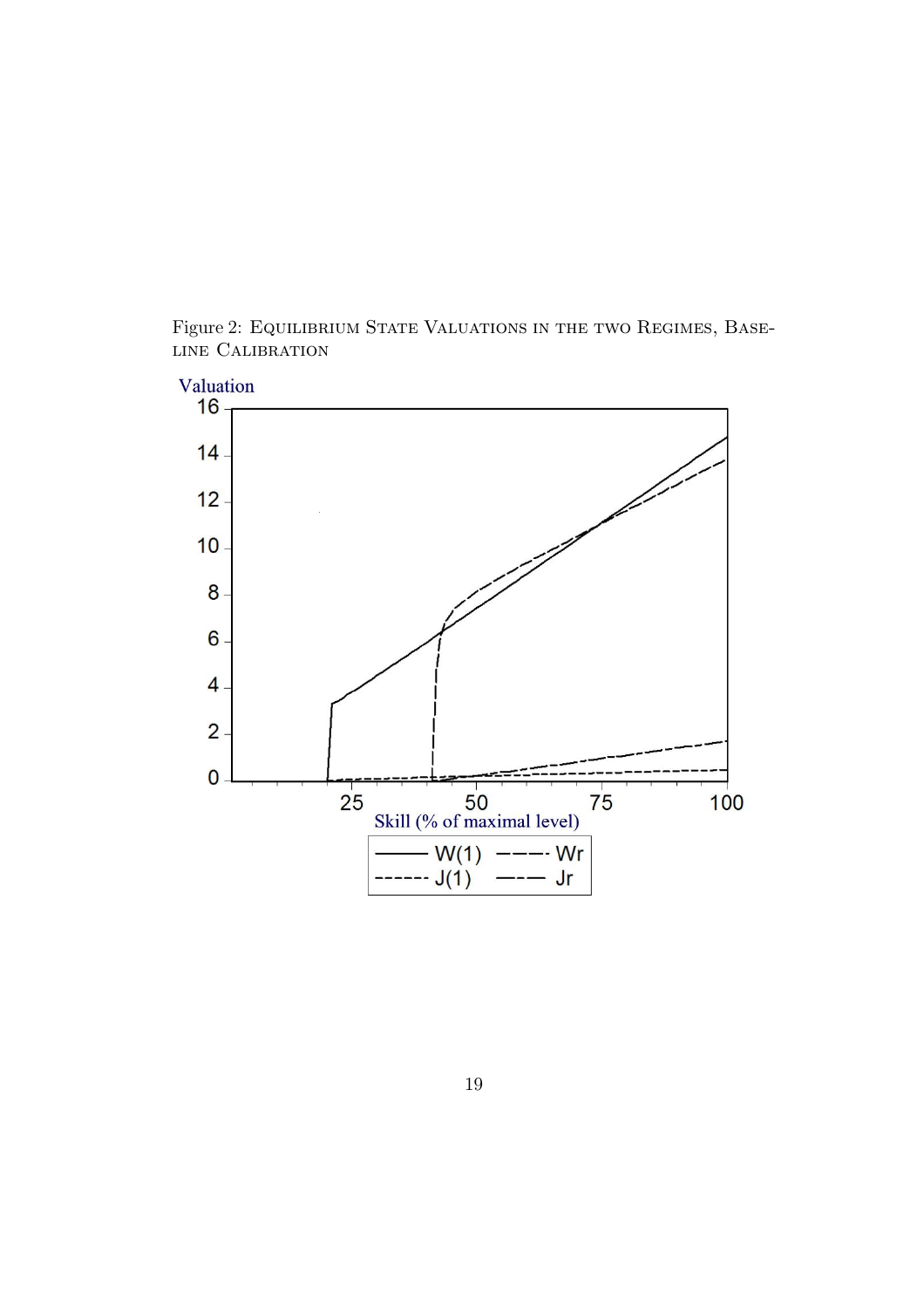Figure 2: Equilibrium State Valuations in the two Regimes, Baseline Calibration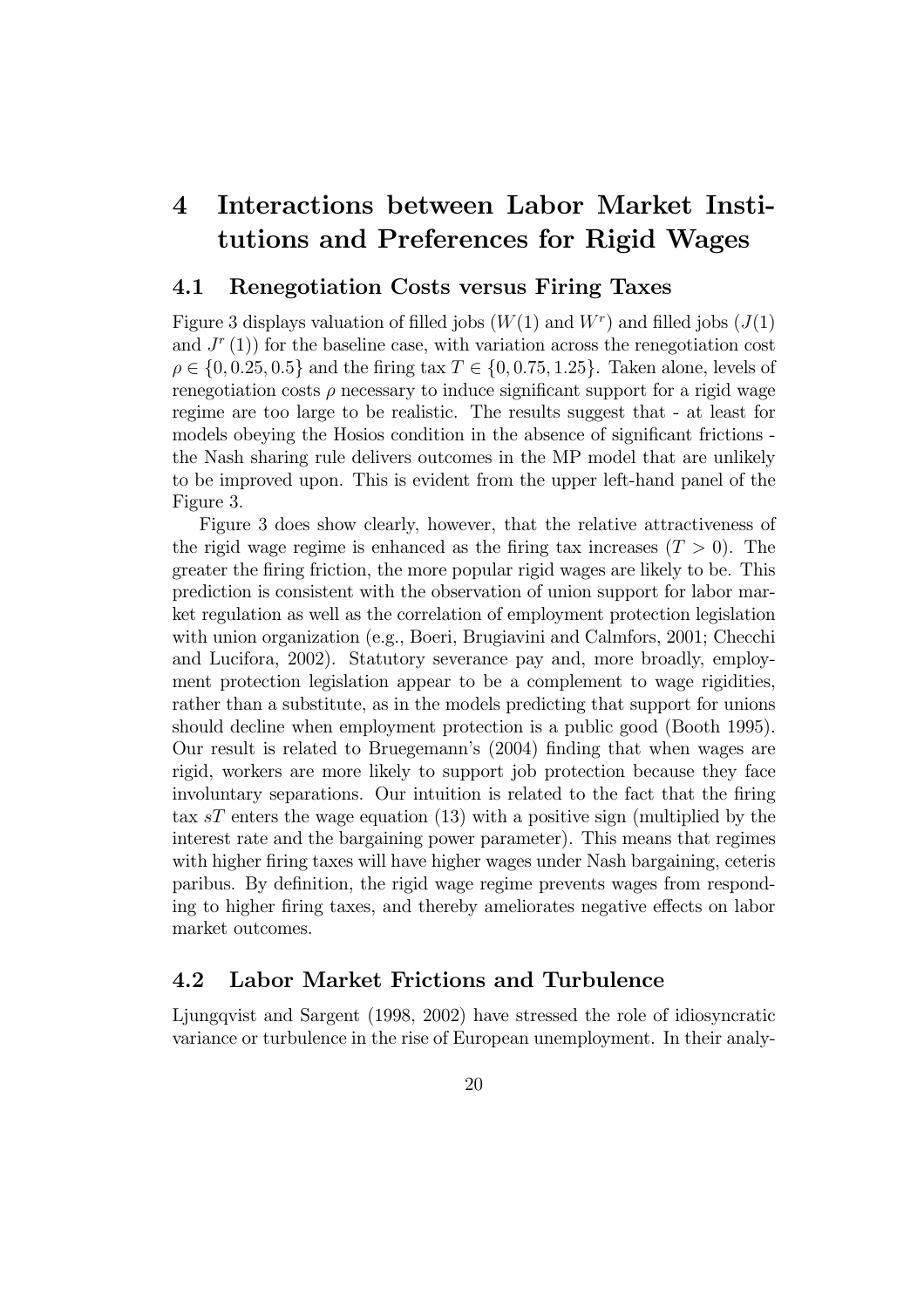# 4 Interactions between Labor Market Institutions and Preferences for Rigid Wages

## 4.1 Renegotiation Costs versus Firing Taxes

Figure 3 displays valuation of filled jobs ($W(1)$ and $W^r$) and filled jobs ($J(1)$ and $J^r(1)$) for the baseline case, with variation across the renegotiation cost $\rho \in \{0, 0.25, 0.5\}$ and the firing tax $T \in \{0, 0.75, 1.25\}$. Taken alone, levels of renegotiation costs $\rho$ necessary to induce significant support for a rigid wage regime are too large to be realistic. The results suggest that - at least for models obeying the Hosios condition in the absence of significant frictions - the Nash sharing rule delivers outcomes in the MP model that are unlikely to be improved upon. This is evident from the upper left-hand panel of the Figure 3.

Figure 3 does show clearly, however, that the relative attractiveness of the rigid wage regime is enhanced as the firing tax increases ($T > 0$). The greater the firing friction, the more popular rigid wages are likely to be. This prediction is consistent with the observation of union support for labor market regulation as well as the correlation of employment protection legislation with union organization (e.g., Boeri, Brugiavini and Calmfors, 2001; Checchi and Lucifora, 2002). Statutory severance pay and, more broadly, employment protection legislation appear to be a complement to wage rigidities, rather than a substitute, as in the models predicting that support for unions should decline when employment protection is a public good (Booth 1995). Our result is related to Bruegemann's (2004) finding that when wages are rigid, workers are more likely to support job protection because they face involuntary separations. Our intuition is related to the fact that the firing tax $sT$ enters the wage equation (13) with a positive sign (multiplied by the interest rate and the bargaining power parameter). This means that regimes with higher firing taxes will have higher wages under Nash bargaining, ceteris paribus. By definition, the rigid wage regime prevents wages from responding to higher firing taxes, and thereby ameliorates negative effects on labor market outcomes.

## 4.2 Labor Market Frictions and Turbulence

Ljungqvist and Sargent (1998, 2002) have stressed the role of idiosyncratic variance or turbulence in the rise of European unemployment. In their analy-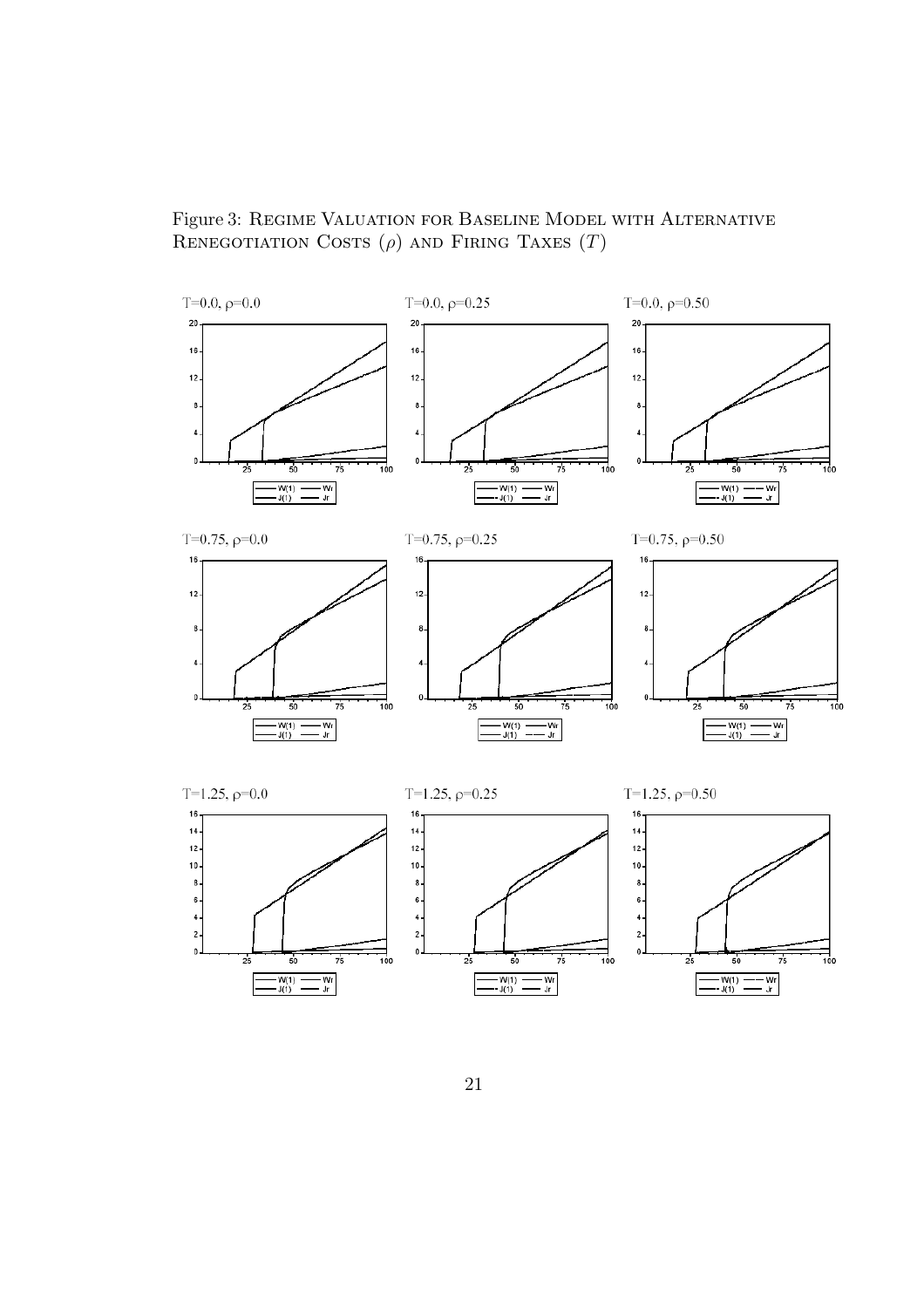Figure 3: Regime Valuation for Baseline Model with Alternative Renegotiation Costs ($\rho$) and Firing Taxes ($T$)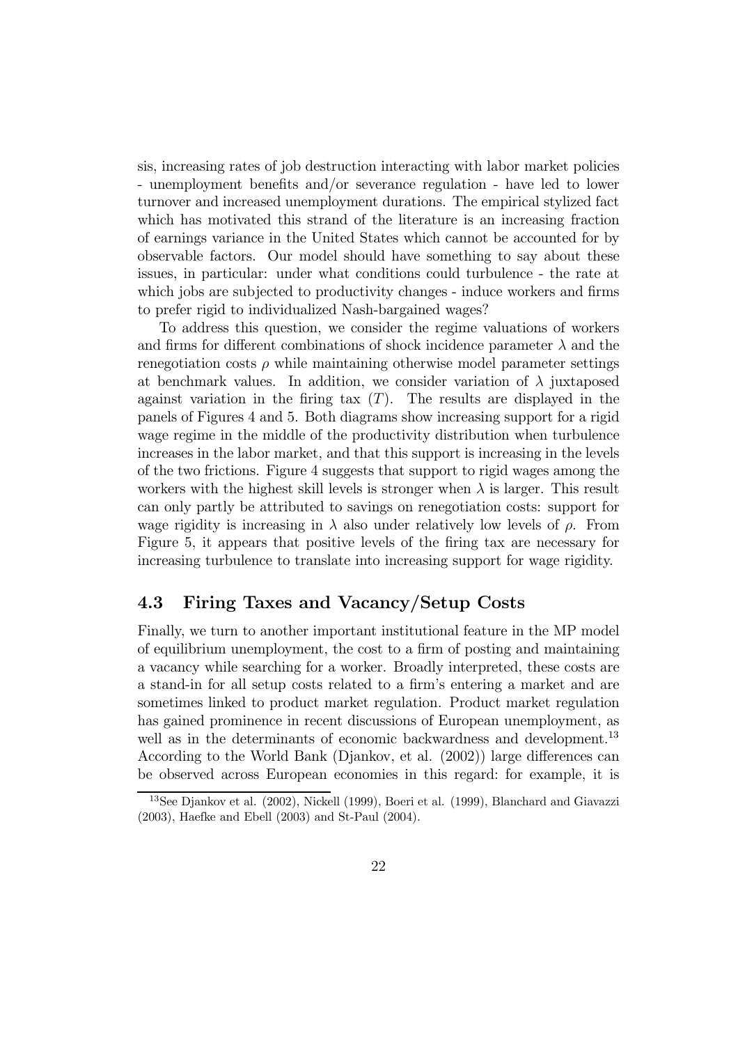sis, increasing rates of job destruction interacting with labor market policies - unemployment benefits and/or severance regulation - have led to lower turnover and increased unemployment durations. The empirical stylized fact which has motivated this strand of the literature is an increasing fraction of earnings variance in the United States which cannot be accounted for by observable factors. Our model should have something to say about these issues, in particular: under what conditions could turbulence - the rate at which jobs are subjected to productivity changes - induce workers and firms to prefer rigid to individualized Nash-bargained wages?

To address this question, we consider the regime valuations of workers and firms for different combinations of shock incidence parameter $\lambda$ and the renegotiation costs $\rho$ while maintaining otherwise model parameter settings at benchmark values. In addition, we consider variation of $\lambda$ juxtaposed against variation in the firing tax $(T)$. The results are displayed in the panels of Figures 4 and 5. Both diagrams show increasing support for a rigid wage regime in the middle of the productivity distribution when turbulence increases in the labor market, and that this support is increasing in the levels of the two frictions. Figure 4 suggests that support to rigid wages among the workers with the highest skill levels is stronger when $\lambda$ is larger. This result can only partly be attributed to savings on renegotiation costs: support for wage rigidity is increasing in $\lambda$ also under relatively low levels of $\rho$. From Figure 5, it appears that positive levels of the firing tax are necessary for increasing turbulence to translate into increasing support for wage rigidity.

## 4.3 Firing Taxes and Vacancy/Setup Costs

Finally, we turn to another important institutional feature in the MP model of equilibrium unemployment, the cost to a firm of posting and maintaining a vacancy while searching for a worker. Broadly interpreted, these costs are a stand-in for all setup costs related to a firm's entering a market and are sometimes linked to product market regulation. Product market regulation has gained prominence in recent discussions of European unemployment, as well as in the determinants of economic backwardness and development.[13] According to the World Bank (Djankov, et al. (2002)) large differences can be observed across European economies in this regard: for example, it is

[13] See Djankov et al. (2002), Nickell (1999), Boeri et al. (1999), Blanchard and Giavazzi (2003), Haefke and Ebell (2003) and St-Paul (2004).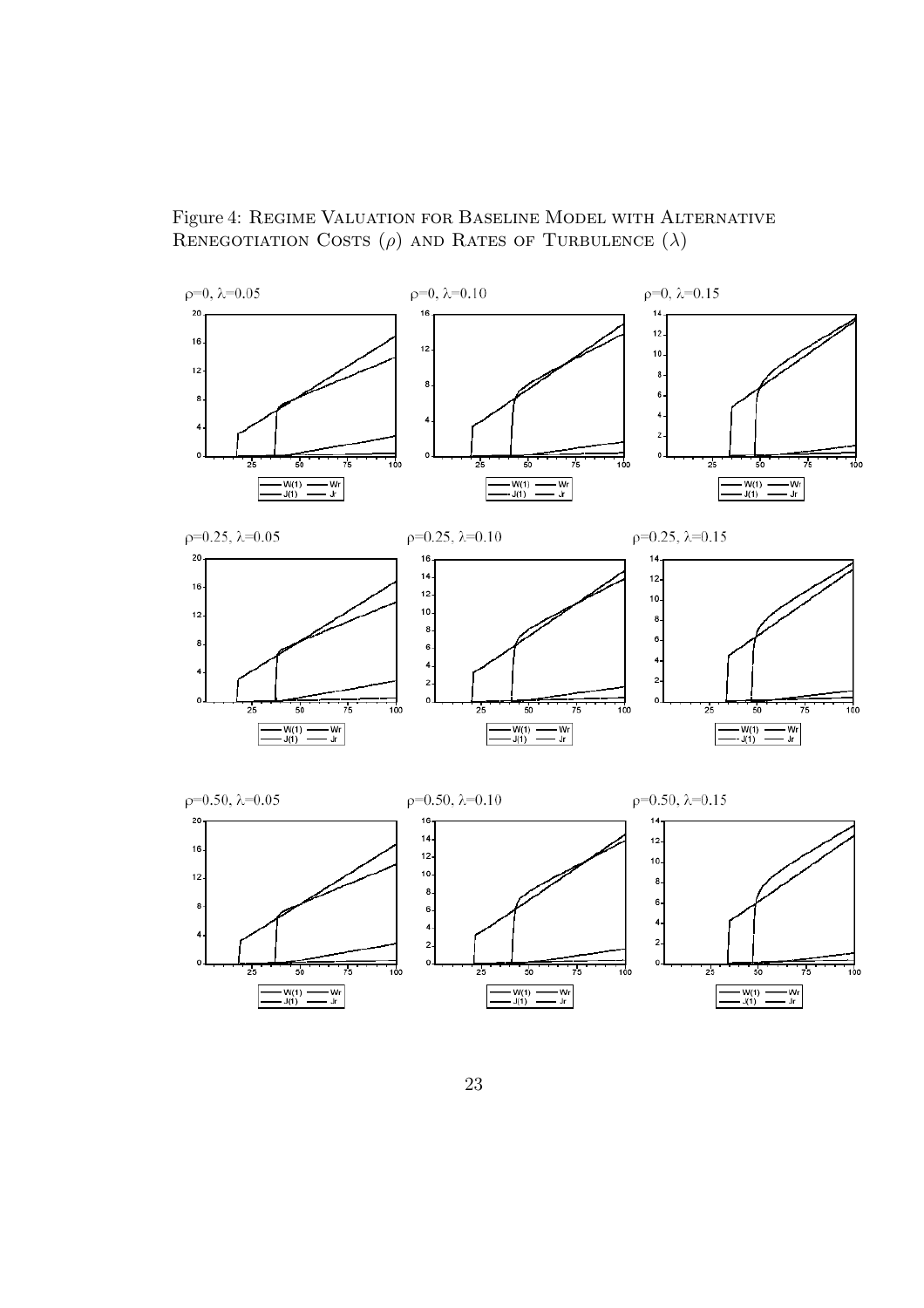Figure 4: Regime Valuation for Baseline Model with Alternative Renegotiation Costs ($\rho$) and Rates of Turbulence ($\lambda$)

$\rho$=0, $\lambda$=0.05

$\rho$=0, $\lambda$=0.10

$\rho$=0, $\lambda$=0.15

$\rho$=0.25, $\lambda$=0.05

$\rho$=0.25, $\lambda$=0.10

$\rho$=0.25, $\lambda$=0.15

$\rho$=0.50, $\lambda$=0.05

$\rho$=0.50, $\lambda$=0.10

$\rho$=0.50, $\lambda$=0.15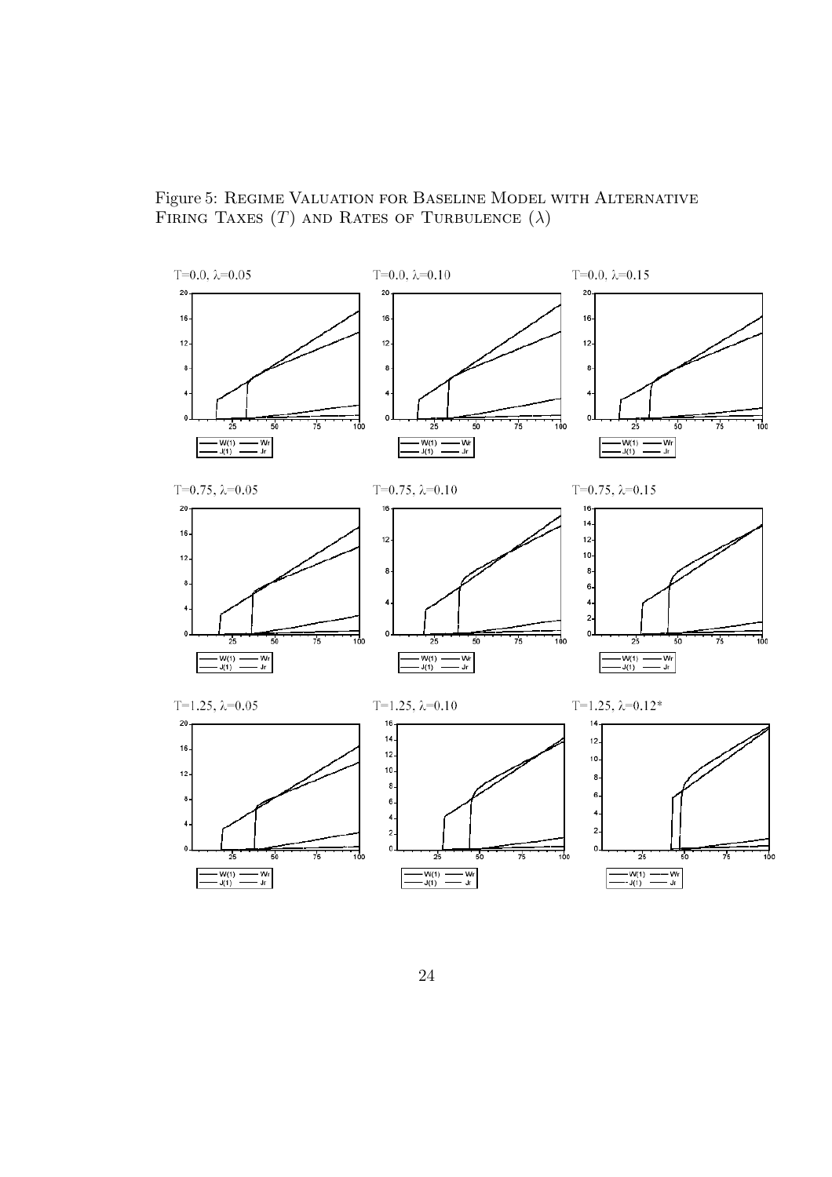Figure 5: Regime Valuation for Baseline Model with Alternative Firing Taxes ($T$) and Rates of Turbulence ($\lambda$)

$T$=0.0, $\lambda$=0.05

$T$=0.0, $\lambda$=0.10

$T$=0.0, $\lambda$=0.15

$T$=0.75, $\lambda$=0.05

$T$=0.75, $\lambda$=0.10

$T$=0.75, $\lambda$=0.15

$T$=1.25, $\lambda$=0.05

$T$=1.25, $\lambda$=0.10

$T$=1.25, $\lambda$=0.12*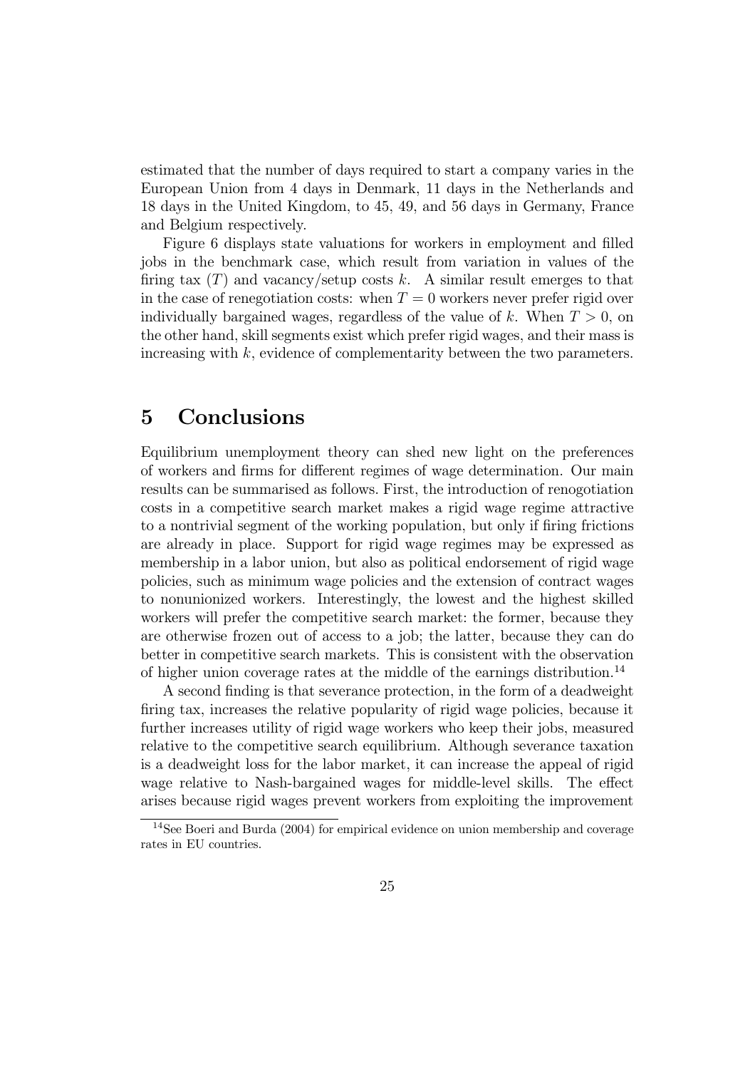estimated that the number of days required to start a company varies in the European Union from 4 days in Denmark, 11 days in the Netherlands and 18 days in the United Kingdom, to 45, 49, and 56 days in Germany, France and Belgium respectively.

Figure 6 displays state valuations for workers in employment and filled jobs in the benchmark case, which result from variation in values of the firing tax ($T$) and vacancy/setup costs $k$. A similar result emerges to that in the case of renegotiation costs: when $T = 0$ workers never prefer rigid over individually bargained wages, regardless of the value of $k$. When $T > 0$, on the other hand, skill segments exist which prefer rigid wages, and their mass is increasing with $k$, evidence of complementarity between the two parameters.

# 5 Conclusions

Equilibrium unemployment theory can shed new light on the preferences of workers and firms for different regimes of wage determination. Our main results can be summarised as follows. First, the introduction of renogotiation costs in a competitive search market makes a rigid wage regime attractive to a nontrivial segment of the working population, but only if firing frictions are already in place. Support for rigid wage regimes may be expressed as membership in a labor union, but also as political endorsement of rigid wage policies, such as minimum wage policies and the extension of contract wages to nonunionized workers. Interestingly, the lowest and the highest skilled workers will prefer the competitive search market: the former, because they are otherwise frozen out of access to a job; the latter, because they can do better in competitive search markets. This is consistent with the observation of higher union coverage rates at the middle of the earnings distribution.[14]

A second finding is that severance protection, in the form of a deadweight firing tax, increases the relative popularity of rigid wage policies, because it further increases utility of rigid wage workers who keep their jobs, measured relative to the competitive search equilibrium. Although severance taxation is a deadweight loss for the labor market, it can increase the appeal of rigid wage relative to Nash-bargained wages for middle-level skills. The effect arises because rigid wages prevent workers from exploiting the improvement

[14] See Boeri and Burda (2004) for empirical evidence on union membership and coverage rates in EU countries.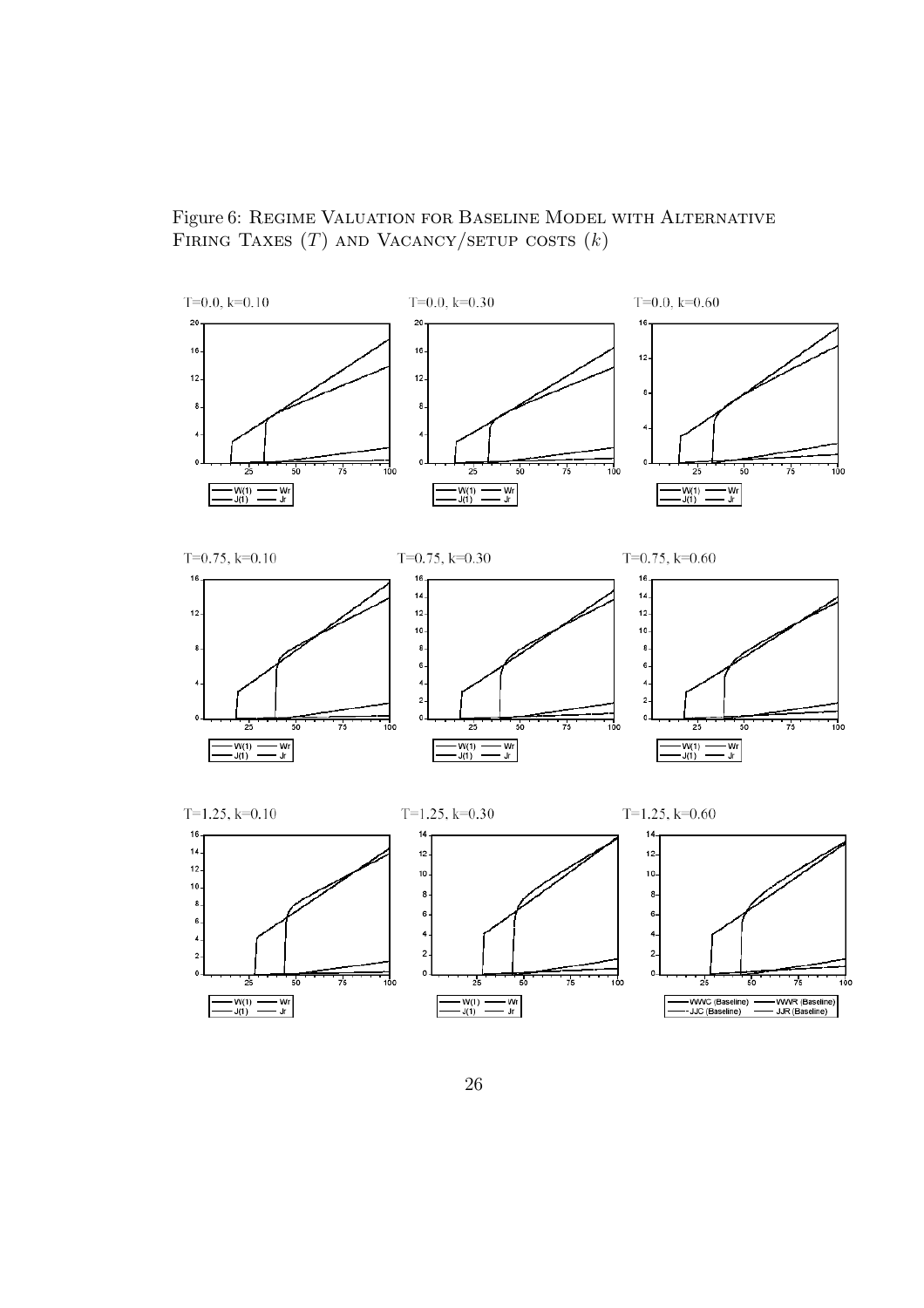Figure 6: Regime Valuation for Baseline Model with Alternative Firing Taxes ($T$) and Vacancy/setup costs ($k$)

T=0.0, k=0.10

T=0.0, k=0.30

T=0.0, k=0.60

T=0.75, k=0.10

T=0.75, k=0.30

T=0.75, k=0.60

T=1.25, k=0.10

T=1.25, k=0.30

T=1.25, k=0.60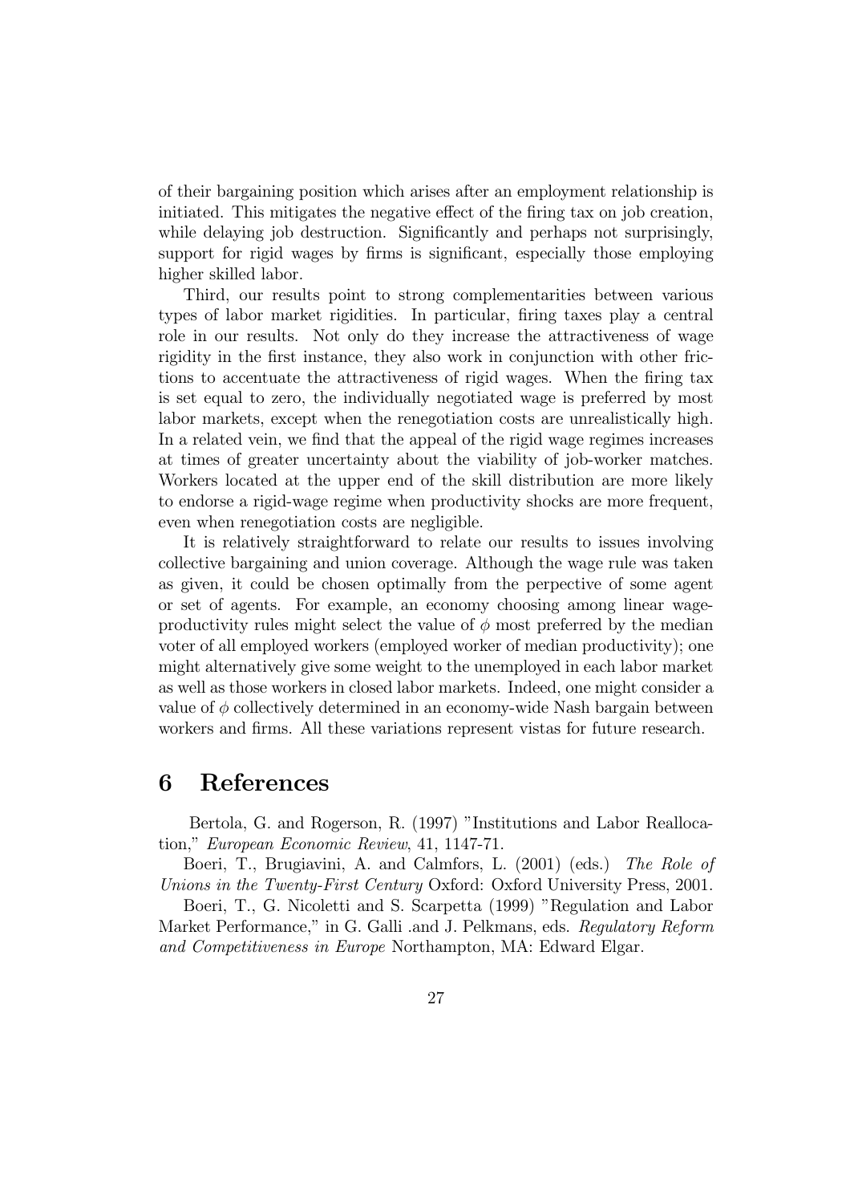of their bargaining position which arises after an employment relationship is initiated. This mitigates the negative effect of the firing tax on job creation, while delaying job destruction. Significantly and perhaps not surprisingly, support for rigid wages by firms is significant, especially those employing higher skilled labor.

Third, our results point to strong complementarities between various types of labor market rigidities. In particular, firing taxes play a central role in our results. Not only do they increase the attractiveness of wage rigidity in the first instance, they also work in conjunction with other frictions to accentuate the attractiveness of rigid wages. When the firing tax is set equal to zero, the individually negotiated wage is preferred by most labor markets, except when the renegotiation costs are unrealistically high. In a related vein, we find that the appeal of the rigid wage regimes increases at times of greater uncertainty about the viability of job-worker matches. Workers located at the upper end of the skill distribution are more likely to endorse a rigid-wage regime when productivity shocks are more frequent, even when renegotiation costs are negligible.

It is relatively straightforward to relate our results to issues involving collective bargaining and union coverage. Although the wage rule was taken as given, it could be chosen optimally from the perpective of some agent or set of agents. For example, an economy choosing among linear wage-productivity rules might select the value of $\phi$ most preferred by the median voter of all employed workers (employed worker of median productivity); one might alternatively give some weight to the unemployed in each labor market as well as those workers in closed labor markets. Indeed, one might consider a value of $\phi$ collectively determined in an economy-wide Nash bargain between workers and firms. All these variations represent vistas for future research.

# 6 References

Bertola, G. and Rogerson, R. (1997) "Institutions and Labor Reallocation," *European Economic Review*, 41, 1147-71.

Boeri, T., Brugiavini, A. and Calmfors, L. (2001) (eds.) *The Role of Unions in the Twenty-First Century* Oxford: Oxford University Press, 2001.

Boeri, T., G. Nicoletti and S. Scarpetta (1999) "Regulation and Labor Market Performance," in G. Galli .and J. Pelkmans, eds. *Regulatory Reform and Competitiveness in Europe* Northampton, MA: Edward Elgar.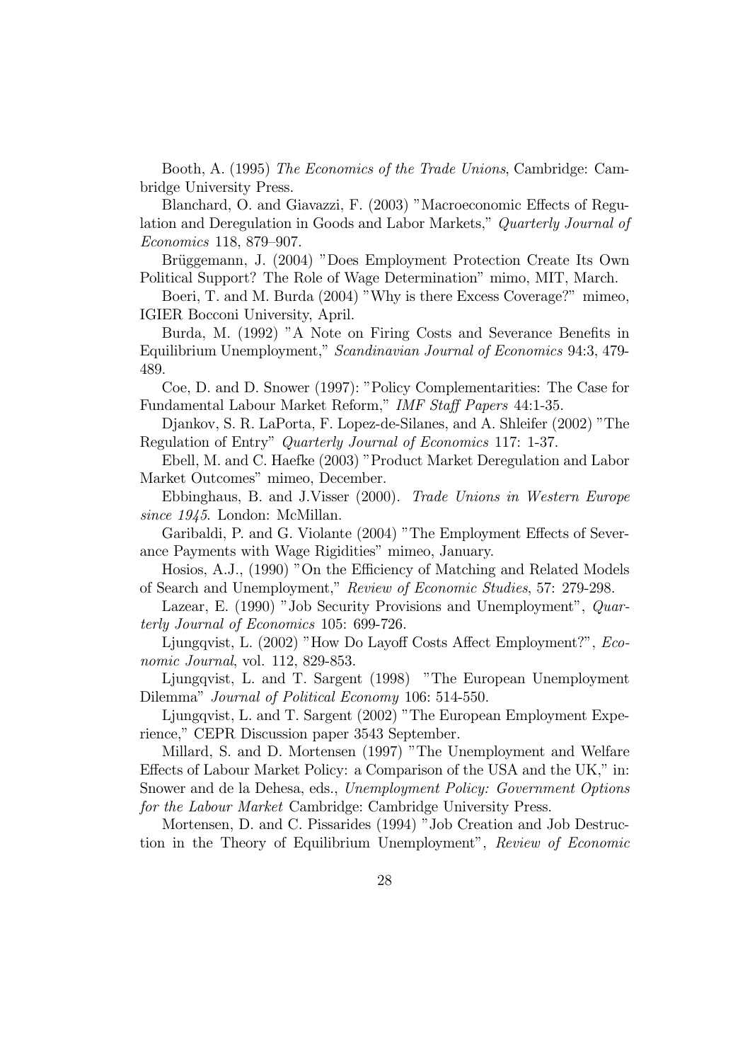Booth, A. (1995) *The Economics of the Trade Unions*, Cambridge: Cambridge University Press.

Blanchard, O. and Giavazzi, F. (2003) "Macroeconomic Effects of Regulation and Deregulation in Goods and Labor Markets," *Quarterly Journal of Economics* 118, 879–907.

Brüggemann, J. (2004) "Does Employment Protection Create Its Own Political Support? The Role of Wage Determination" mimo, MIT, March.

Boeri, T. and M. Burda (2004) "Why is there Excess Coverage?" mimeo, IGIER Bocconi University, April.

Burda, M. (1992) "A Note on Firing Costs and Severance Benefits in Equilibrium Unemployment," *Scandinavian Journal of Economics* 94:3, 479-489.

Coe, D. and D. Snower (1997): "Policy Complementarities: The Case for Fundamental Labour Market Reform," *IMF Staff Papers* 44:1-35.

Djankov, S. R. LaPorta, F. Lopez-de-Silanes, and A. Shleifer (2002) "The Regulation of Entry" *Quarterly Journal of Economics* 117: 1-37.

Ebell, M. and C. Haefke (2003) "Product Market Deregulation and Labor Market Outcomes" mimeo, December.

Ebbinghaus, B. and J.Visser (2000). *Trade Unions in Western Europe since 1945*. London: McMillan.

Garibaldi, P. and G. Violante (2004) "The Employment Effects of Severance Payments with Wage Rigidities" mimeo, January.

Hosios, A.J., (1990) "On the Efficiency of Matching and Related Models of Search and Unemployment," *Review of Economic Studies*, 57: 279-298.

Lazear, E. (1990) "Job Security Provisions and Unemployment", *Quarterly Journal of Economics* 105: 699-726.

Ljungqvist, L. (2002) "How Do Layoff Costs Affect Employment?", *Economic Journal*, vol. 112, 829-853.

Ljungqvist, L. and T. Sargent (1998) "The European Unemployment Dilemma" *Journal of Political Economy* 106: 514-550.

Ljungqvist, L. and T. Sargent (2002) "The European Employment Experience," CEPR Discussion paper 3543 September.

Millard, S. and D. Mortensen (1997) "The Unemployment and Welfare Effects of Labour Market Policy: a Comparison of the USA and the UK," in: Snower and de la Dehesa, eds., *Unemployment Policy: Government Options for the Labour Market* Cambridge: Cambridge University Press.

Mortensen, D. and C. Pissarides (1994) "Job Creation and Job Destruction in the Theory of Equilibrium Unemployment", *Review of Economic*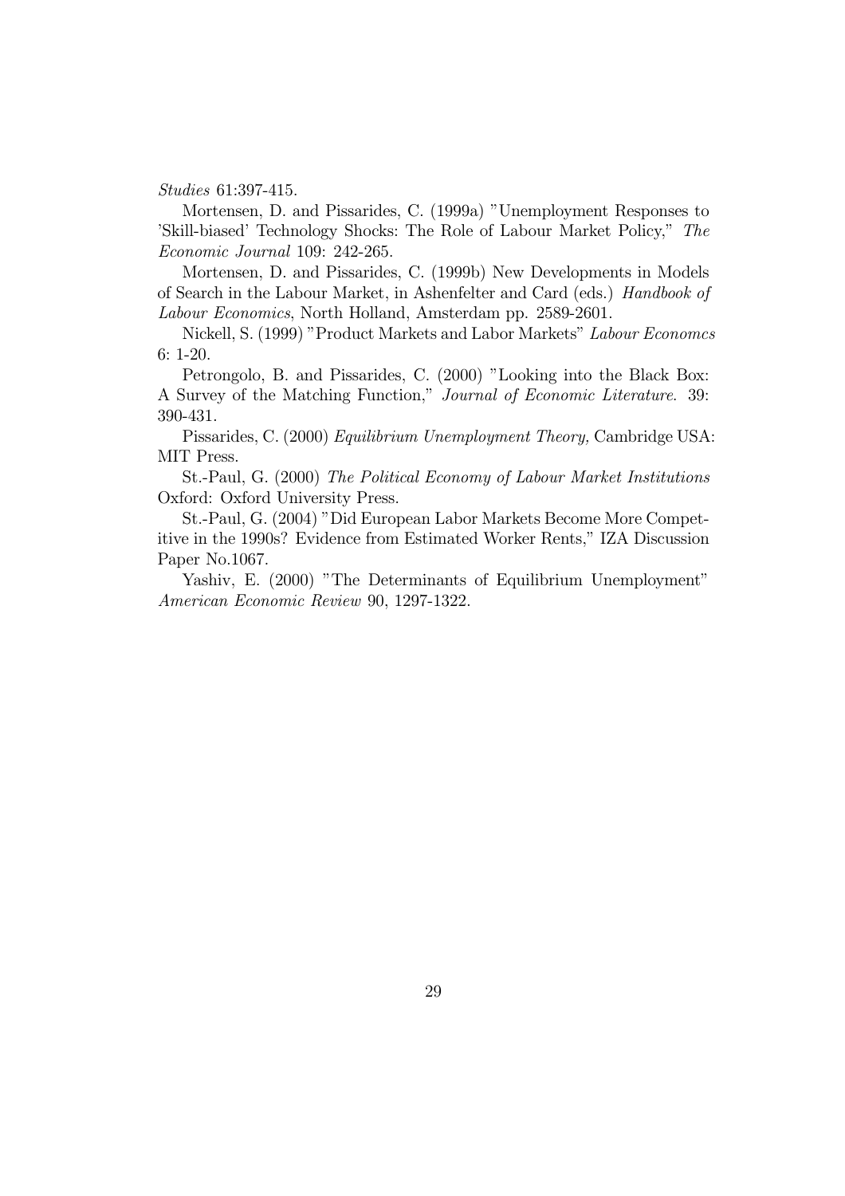*Studies* 61:397-415.

Mortensen, D. and Pissarides, C. (1999a) "Unemployment Responses to 'Skill-biased' Technology Shocks: The Role of Labour Market Policy," *The Economic Journal* 109: 242-265.

Mortensen, D. and Pissarides, C. (1999b) New Developments in Models of Search in the Labour Market, in Ashenfelter and Card (eds.) *Handbook of Labour Economics*, North Holland, Amsterdam pp. 2589-2601.

Nickell, S. (1999) "Product Markets and Labor Markets" *Labour Economcs* 6: 1-20.

Petrongolo, B. and Pissarides, C. (2000) "Looking into the Black Box: A Survey of the Matching Function," *Journal of Economic Literature*. 39: 390-431.

Pissarides, C. (2000) *Equilibrium Unemployment Theory,* Cambridge USA: MIT Press.

St.-Paul, G. (2000) *The Political Economy of Labour Market Institutions* Oxford: Oxford University Press.

St.-Paul, G. (2004) "Did European Labor Markets Become More Competitive in the 1990s? Evidence from Estimated Worker Rents," IZA Discussion Paper No.1067.

Yashiv, E. (2000) "The Determinants of Equilibrium Unemployment" *American Economic Review* 90, 1297-1322.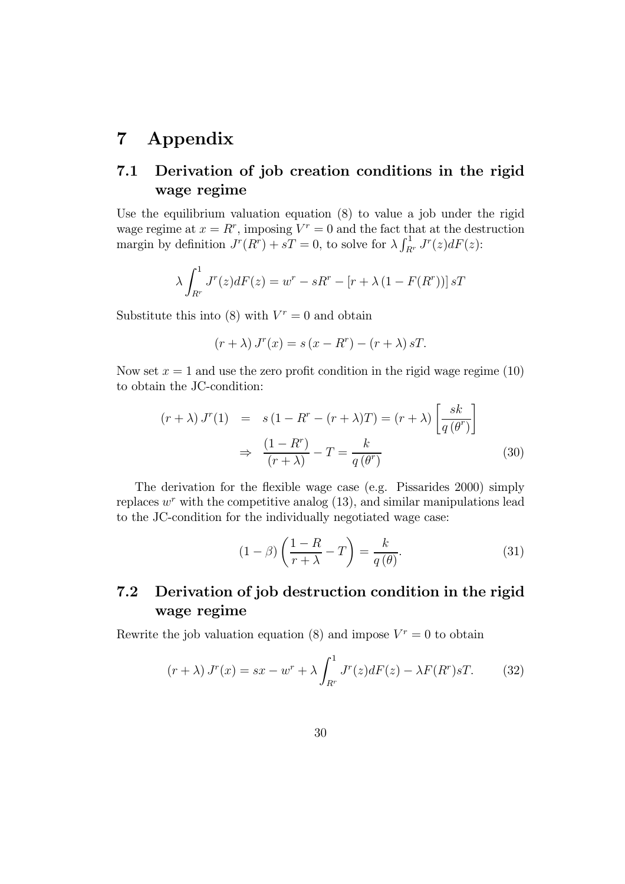# 7 Appendix

## 7.1 Derivation of job creation conditions in the rigid wage regime

Use the equilibrium valuation equation (8) to value a job under the rigid wage regime at $x = R^r$, imposing $V^r = 0$ and the fact that at the destruction margin by definition $J^r(R^r) + sT = 0$, to solve for $\lambda \int_{R^r}^{1} J^r(z)dF(z)$:

$$\lambda \int_{R^r}^{1} J^r(z)dF(z) = w^r - sR^r - [r + \lambda (1 - F(R^r))] sT$$

Substitute this into (8) with $V^r = 0$ and obtain

$$(r + \lambda) J^r(x) = s(x - R^r) - (r + \lambda) sT.$$

Now set $x = 1$ and use the zero profit condition in the rigid wage regime (10) to obtain the JC-condition:

$$\begin{aligned} (r + \lambda) J^r(1) &= s(1 - R^r - (r+\lambda)T) = (r + \lambda)\left[\frac{sk}{q(\theta^r)}\right] \\ &\Rightarrow \frac{(1 - R^r)}{(r + \lambda)} - T = \frac{k}{q(\theta^r)} \end{aligned} \tag{30}$$

The derivation for the flexible wage case (e.g. Pissarides 2000) simply replaces $w^r$ with the competitive analog (13), and similar manipulations lead to the JC-condition for the individually negotiated wage case:

$$(1 - \beta)\left(\frac{1 - R}{r + \lambda} - T\right) = \frac{k}{q(\theta)}. \tag{31}$$

## 7.2 Derivation of job destruction condition in the rigid wage regime

Rewrite the job valuation equation (8) and impose $V^r = 0$ to obtain

$$(r + \lambda) J^r(x) = sx - w^r + \lambda \int_{R^r}^{1} J^r(z)dF(z) - \lambda F(R^r)sT. \tag{32}$$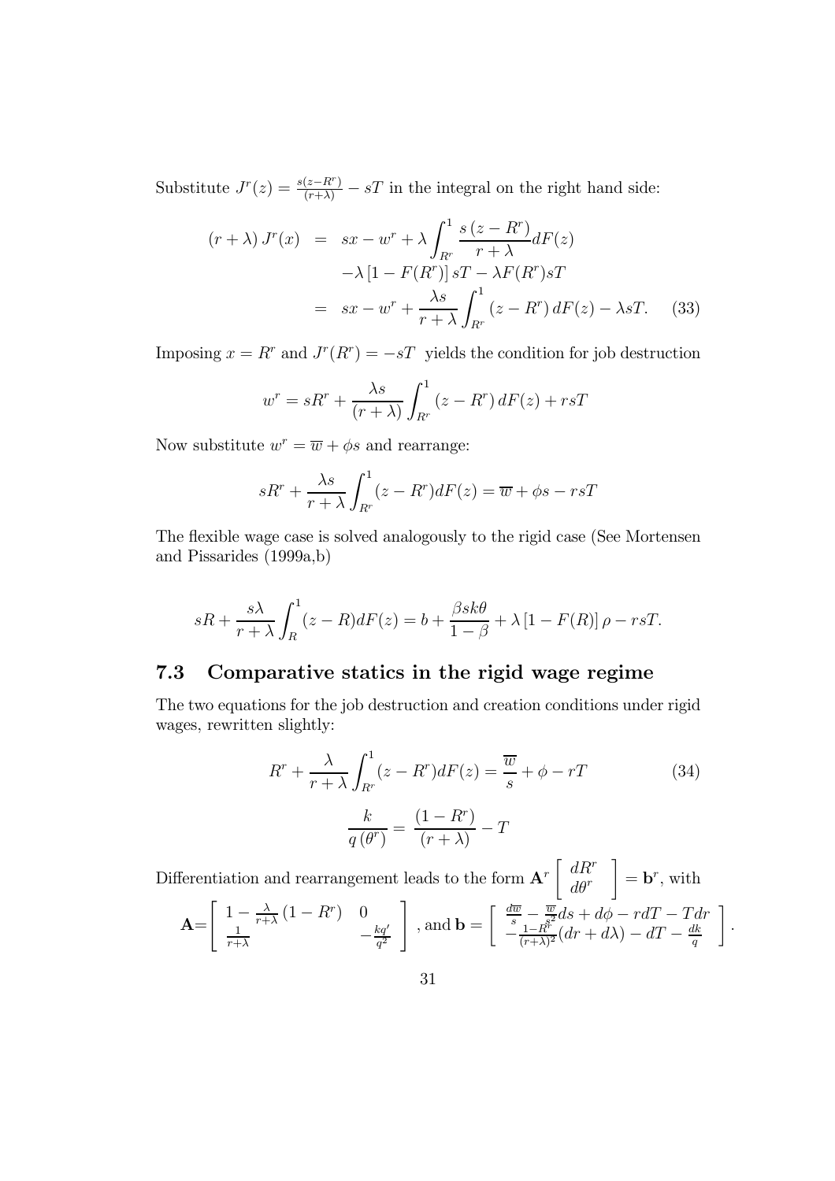Substitute $J^r(z) = \frac{s(z-R^r)}{(r+\lambda)} - sT$ in the integral on the right hand side:

$$
\begin{aligned}
(r+\lambda) J^r(x) &= sx - w^r + \lambda \int_{R^r}^{1} \frac{s(z-R^r)}{r+\lambda} dF(z) \\
&\quad -\lambda [1-F(R^r)] sT - \lambda F(R^r) sT \\
&= sx - w^r + \frac{\lambda s}{r+\lambda} \int_{R^r}^{1} (z-R^r) dF(z) - \lambda sT. \qquad (33)
\end{aligned}
$$

Imposing $x = R^r$ and $J^r(R^r) = -sT$ yields the condition for job destruction

$$
w^r = sR^r + \frac{\lambda s}{(r+\lambda)} \int_{R^r}^{1} (z-R^r) dF(z) + rsT
$$

Now substitute $w^r = \overline{w} + \phi s$ and rearrange:

$$
sR^r + \frac{\lambda s}{r+\lambda} \int_{R^r}^{1} (z-R^r) dF(z) = \overline{w} + \phi s - rsT
$$

The flexible wage case is solved analogously to the rigid case (See Mortensen and Pissarides (1999a,b)

$$
sR + \frac{s\lambda}{r+\lambda} \int_{R}^{1} (z-R) dF(z) = b + \frac{\beta sk\theta}{1-\beta} + \lambda [1-F(R)] \rho - rsT.
$$

## 7.3 Comparative statics in the rigid wage regime

The two equations for the job destruction and creation conditions under rigid wages, rewritten slightly:

$$
R^r + \frac{\lambda}{r+\lambda} \int_{R^r}^{1} (z-R^r) dF(z) = \frac{\overline{w}}{s} + \phi - rT \qquad (34)
$$

$$
\frac{k}{q(\theta^r)} = \frac{(1-R^r)}{(r+\lambda)} - T
$$

Differentiation and rearrangement leads to the form $\mathbf{A}^r \begin{bmatrix} dR^r \\ d\theta^r \end{bmatrix} = \mathbf{b}^r$, with

$$
\mathbf{A} = \begin{bmatrix} 1 - \frac{\lambda}{r+\lambda}(1-R^r) & 0 \\ \frac{1}{r+\lambda} & -\frac{kq'}{q^2} \end{bmatrix}, \text{ and } \mathbf{b} = \begin{bmatrix} \frac{d\overline{w}}{s} - \frac{\overline{w}}{s^2} ds + d\phi - rdT - Tdr \\ -\frac{1-R^r}{(r+\lambda)^2}(dr + d\lambda) - dT - \frac{dk}{q} \end{bmatrix}.
$$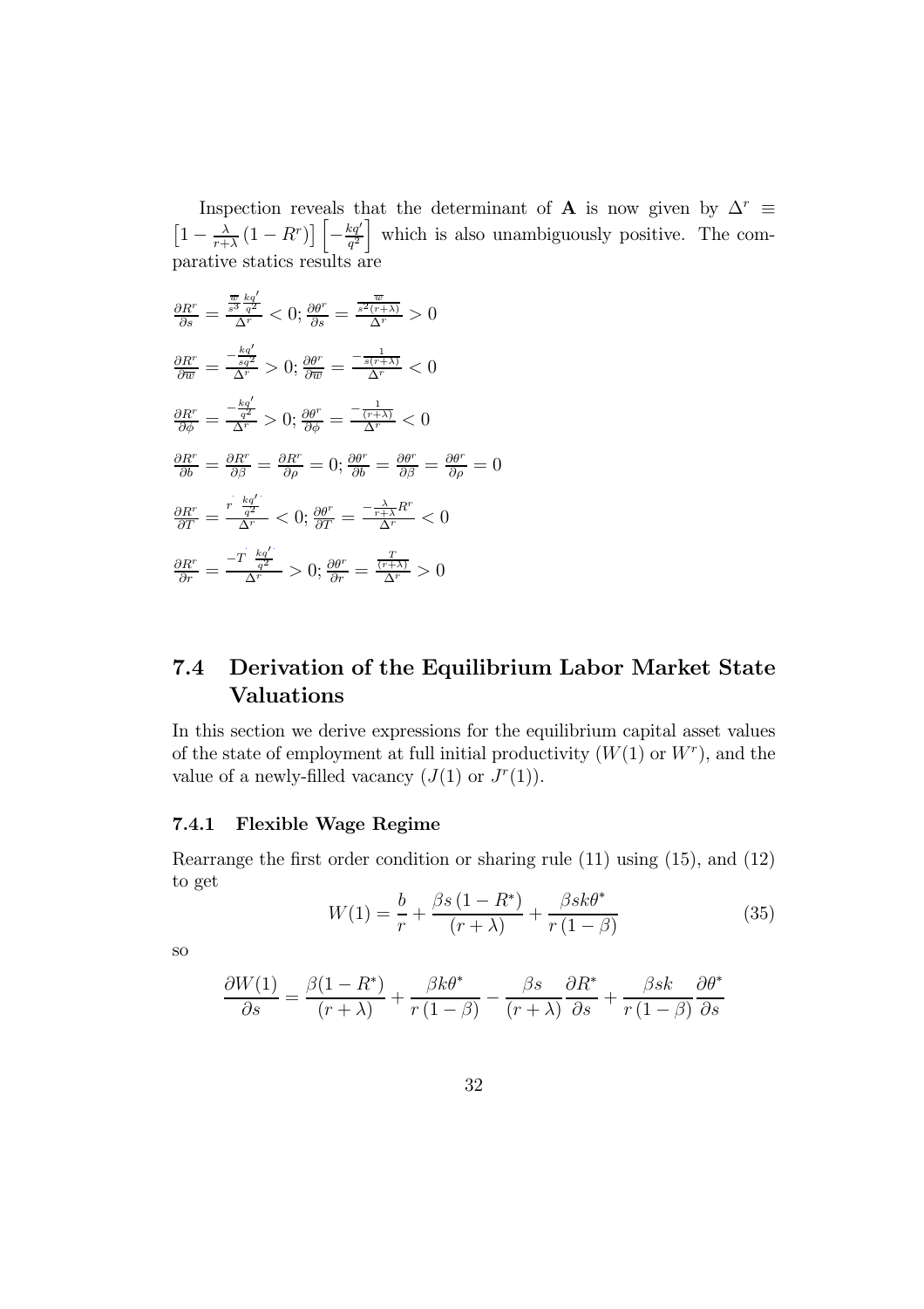Inspection reveals that the determinant of $\mathbf{A}$ is now given by $\Delta^r \equiv \left[1 - \frac{\lambda}{r+\lambda}(1-R^r)\right]\left[-\frac{kq'}{q^2}\right]$ which is also unambiguously positive. The comparative statics results are

$$\frac{\partial R^r}{\partial s} = \frac{\frac{\overline{w}}{s^3}\frac{kq'}{q^2}}{\Delta^r} < 0; \frac{\partial \theta^r}{\partial s} = \frac{\frac{\overline{w}}{s^2(r+\lambda)}}{\Delta^r} > 0$$

$$\frac{\partial R^r}{\partial \overline{w}} = \frac{-\frac{kq'}{sq^2}}{\Delta^r} > 0; \frac{\partial \theta^r}{\partial \overline{w}} = \frac{-\frac{1}{s(r+\lambda)}}{\Delta^r} < 0$$

$$\frac{\partial R^r}{\partial \phi} = \frac{-\frac{kq'}{q^2}}{\Delta^r} > 0; \frac{\partial \theta^r}{\partial \phi} = \frac{-\frac{1}{(r+\lambda)}}{\Delta^r} < 0$$

$$\frac{\partial R^r}{\partial b} = \frac{\partial R^r}{\partial \beta} = \frac{\partial R^r}{\partial \rho} = 0; \frac{\partial \theta^r}{\partial b} = \frac{\partial \theta^r}{\partial \beta} = \frac{\partial \theta^r}{\partial \rho} = 0$$

$$\frac{\partial R^r}{\partial T} = \frac{r\frac{kq'}{q^2}}{\Delta^r} < 0; \frac{\partial \theta^r}{\partial T} = \frac{-\frac{\lambda}{r+\lambda}R^r}{\Delta^r} < 0$$

$$\frac{\partial R^r}{\partial r} = \frac{-T\frac{kq'}{q^2}}{\Delta^r} > 0; \frac{\partial \theta^r}{\partial r} = \frac{\frac{T}{(r+\lambda)}}{\Delta^r} > 0$$

## 7.4 Derivation of the Equilibrium Labor Market State Valuations

In this section we derive expressions for the equilibrium capital asset values of the state of employment at full initial productivity ($W(1)$ or $W^r$), and the value of a newly-filled vacancy ($J(1)$ or $J^r(1)$).

### 7.4.1 Flexible Wage Regime

Rearrange the first order condition or sharing rule (11) using (15), and (12) to get

$$W(1) = \frac{b}{r} + \frac{\beta s(1-R^*)}{(r+\lambda)} + \frac{\beta s k \theta^*}{r(1-\beta)} \tag{35}$$

so

$$\frac{\partial W(1)}{\partial s} = \frac{\beta(1-R^*)}{(r+\lambda)} + \frac{\beta k \theta^*}{r(1-\beta)} - \frac{\beta s}{(r+\lambda)}\frac{\partial R^*}{\partial s} + \frac{\beta s k}{r(1-\beta)}\frac{\partial \theta^*}{\partial s}$$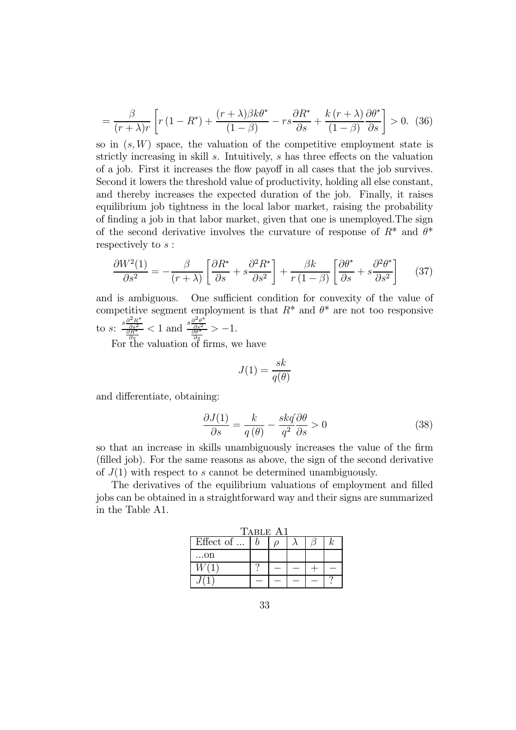$$= \frac{\beta}{(r+\lambda)r}\left[r(1-R^*) + \frac{(r+\lambda)\beta k\theta^*}{(1-\beta)} - rs\frac{\partial R^*}{\partial s} + \frac{k(r+\lambda)}{(1-\beta)}\frac{\partial \theta^*}{\partial s}\right] > 0. \quad (36)$$

so in $(s, W)$ space, the valuation of the competitive employment state is strictly increasing in skill $s$. Intuitively, $s$ has three effects on the valuation of a job. First it increases the flow payoff in all cases that the job survives. Second it lowers the threshold value of productivity, holding all else constant, and thereby increases the expected duration of the job. Finally, it raises equilibrium job tightness in the local labor market, raising the probability of finding a job in that labor market, given that one is unemployed.The sign of the second derivative involves the curvature of response of $R^*$ and $\theta^*$ respectively to $s$ :

$$\frac{\partial W^2(1)}{\partial s^2} = -\frac{\beta}{(r+\lambda)}\left[\frac{\partial R^*}{\partial s} + s\frac{\partial^2 R^*}{\partial s^2}\right] + \frac{\beta k}{r(1-\beta)}\left[\frac{\partial \theta^*}{\partial s} + s\frac{\partial^2 \theta^*}{\partial s^2}\right] \quad (37)$$

and is ambiguous. One sufficient condition for convexity of the value of competitive segment employment is that $R^*$ and $\theta^*$ are not too responsive to $s$: $\frac{s\frac{\partial^2 R^*}{\partial s^2}}{\frac{\partial R^*}{\partial s}} < 1$ and $\frac{s\frac{\partial^2 \theta^*}{\partial s^2}}{\frac{\partial \theta^*}{\partial s}} > -1$.

For the valuation of firms, we have

$$J(1) = \frac{sk}{q(\theta)}$$

and differentiate, obtaining:

$$\frac{\partial J(1)}{\partial s} = \frac{k}{q(\theta)} - \frac{skq'}{q^2}\frac{\partial \theta}{\partial s} > 0 \quad (38)$$

so that an increase in skills unambiguously increases the value of the firm (filled job). For the same reasons as above, the sign of the second derivative of $J(1)$ with respect to $s$ cannot be determined unambiguously.

The derivatives of the equilibrium valuations of employment and filled jobs can be obtained in a straightforward way and their signs are summarized in the Table A1.

Table A1

| Effect of ... | $b$ | $\rho$ | $\lambda$ | $\beta$ | $k$ |
|---|---|---|---|---|---|
| ...on | | | | | |
| $W(1)$ | ? | $-$ | $-$ | $+$ | $-$ |
| $J(1)$ | $-$ | $-$ | $-$ | $-$ | ? |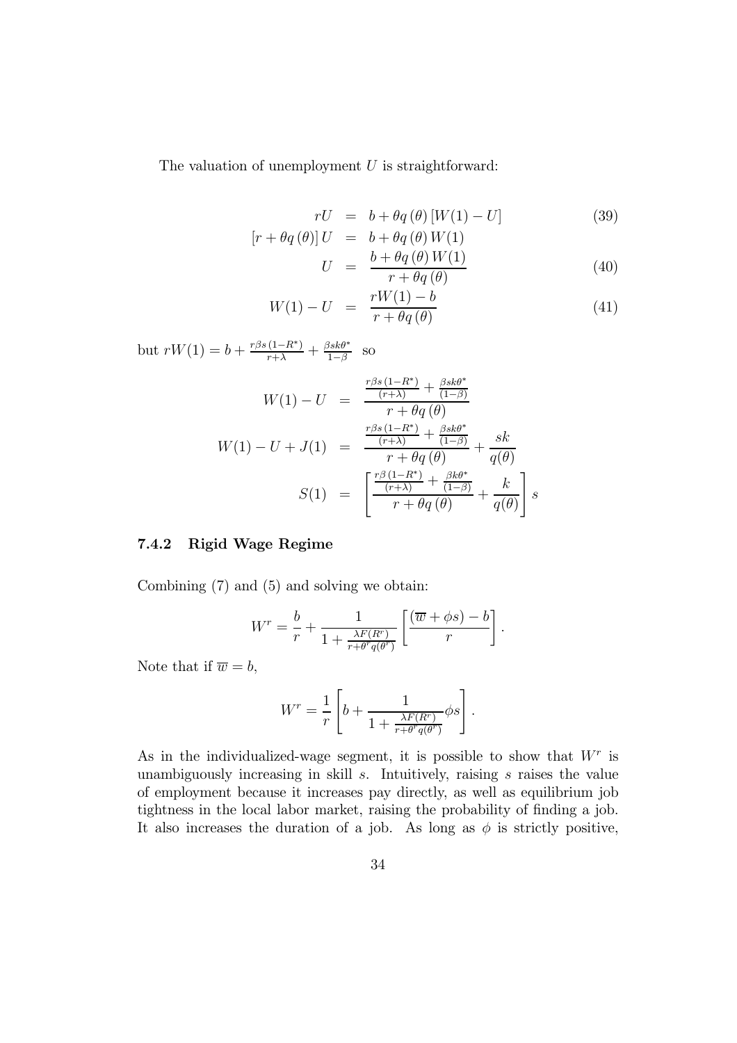The valuation of unemployment $U$ is straightforward:

$$
\begin{aligned}
rU &= b + \theta q(\theta)\left[W(1) - U\right] && (39) \\
\left[r + \theta q(\theta)\right] U &= b + \theta q(\theta) W(1) \\
U &= \frac{b + \theta q(\theta) W(1)}{r + \theta q(\theta)} && (40) \\
W(1) - U &= \frac{rW(1) - b}{r + \theta q(\theta)} && (41)
\end{aligned}
$$

but $rW(1) = b + \frac{r\beta s(1-R^*)}{r+\lambda} + \frac{\beta s k \theta^*}{1-\beta}$ so

$$
\begin{aligned}
W(1) - U &= \frac{\frac{r\beta s(1-R^*)}{(r+\lambda)} + \frac{\beta s k \theta^*}{(1-\beta)}}{r + \theta q(\theta)} \\
W(1) - U + J(1) &= \frac{\frac{r\beta s(1-R^*)}{(r+\lambda)} + \frac{\beta s k \theta^*}{(1-\beta)}}{r + \theta q(\theta)} + \frac{sk}{q(\theta)} \\
S(1) &= \left[\frac{\frac{r\beta(1-R^*)}{(r+\lambda)} + \frac{\beta k \theta^*}{(1-\beta)}}{r + \theta q(\theta)} + \frac{k}{q(\theta)}\right] s
\end{aligned}
$$

### 7.4.2 Rigid Wage Regime

Combining (7) and (5) and solving we obtain:

$$
W^r = \frac{b}{r} + \frac{1}{1 + \frac{\lambda F(R^r)}{r + \theta^r q(\theta^r)}}\left[\frac{(\overline{w} + \phi s) - b}{r}\right].
$$

Note that if $\overline{w} = b$,

$$
W^r = \frac{1}{r}\left[b + \frac{1}{1 + \frac{\lambda F(R^r)}{r + \theta^r q(\theta^r)}}\phi s\right].
$$

As in the individualized-wage segment, it is possible to show that $W^r$ is unambiguously increasing in skill $s$. Intuitively, raising $s$ raises the value of employment because it increases pay directly, as well as equilibrium job tightness in the local labor market, raising the probability of finding a job. It also increases the duration of a job. As long as $\phi$ is strictly positive,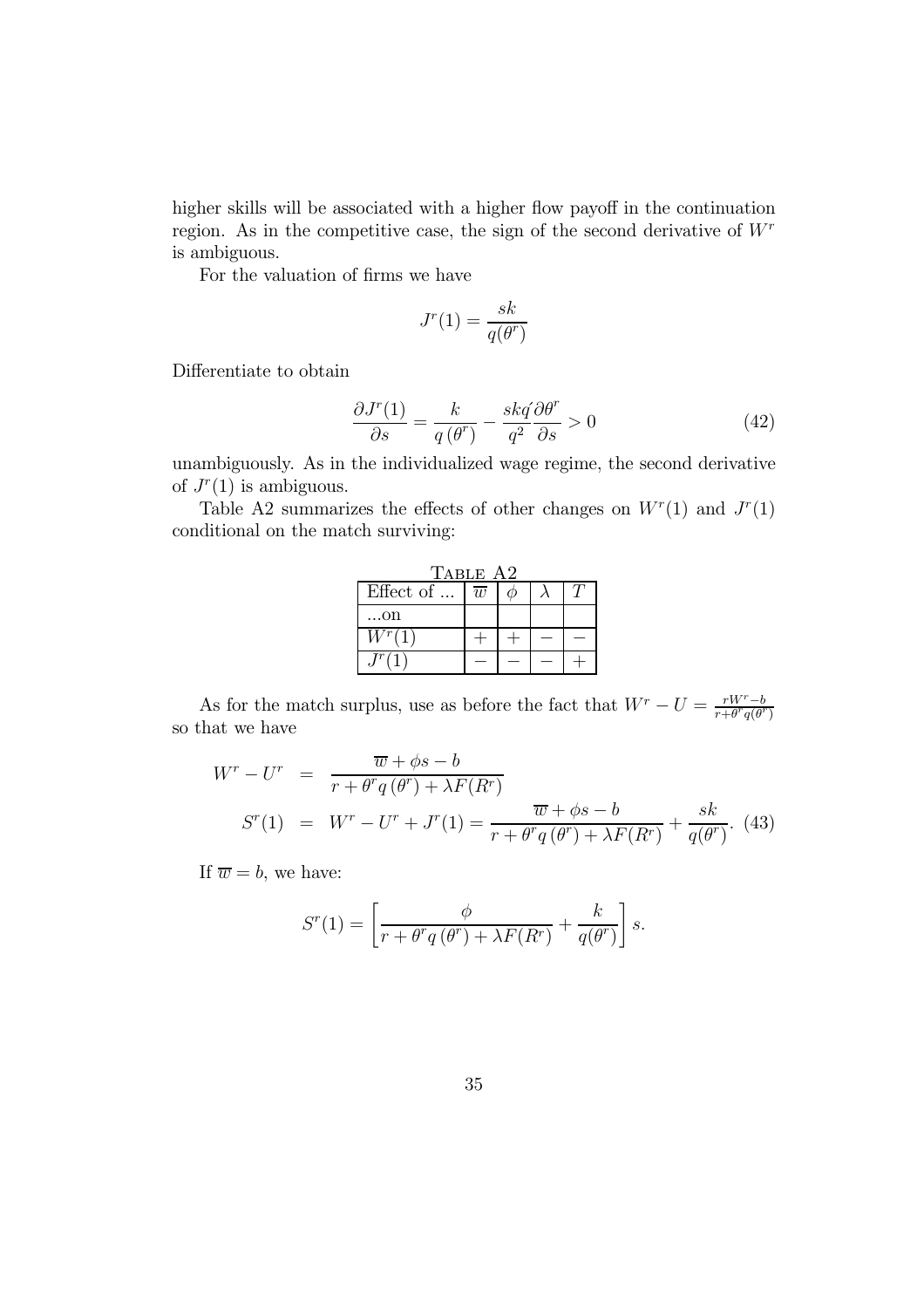higher skills will be associated with a higher flow payoff in the continuation region. As in the competitive case, the sign of the second derivative of $W^r$ is ambiguous.

For the valuation of firms we have

$$J^r(1) = \frac{sk}{q(\theta^r)}$$

Differentiate to obtain

$$\frac{\partial J^r(1)}{\partial s} = \frac{k}{q(\theta^r)} - \frac{skq\'}{q^2}\frac{\partial \theta^r}{\partial s} > 0 \tag{42}$$

unambiguously. As in the individualized wage regime, the second derivative of $J^r(1)$ is ambiguous.

Table A2 summarizes the effects of other changes on $W^r(1)$ and $J^r(1)$ conditional on the match surviving:

Table A2

| Effect of ... | $\overline{w}$ | $\phi$ | $\lambda$ | $T$ |
|---|---|---|---|---|
| ...on | | | | |
| $W^r(1)$ | + | + | − | − |
| $J^r(1)$ | − | − | − | + |

As for the match surplus, use as before the fact that $W^r - U = \frac{rW^r - b}{r + \theta^r q(\theta^r)}$ so that we have

$$\begin{aligned} W^r - U^r &= \frac{\overline{w} + \phi s - b}{r + \theta^r q(\theta^r) + \lambda F(R^r)} \\ S^r(1) &= W^r - U^r + J^r(1) = \frac{\overline{w} + \phi s - b}{r + \theta^r q(\theta^r) + \lambda F(R^r)} + \frac{sk}{q(\theta^r)}. \end{aligned} \tag{43}$$

If $\overline{w} = b$, we have:

$$S^r(1) = \left[ \frac{\phi}{r + \theta^r q(\theta^r) + \lambda F(R^r)} + \frac{k}{q(\theta^r)} \right] s.$$